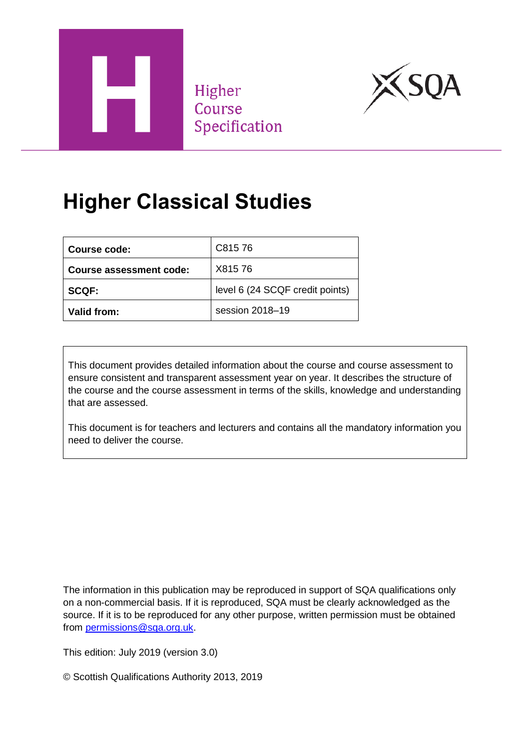Higher
Course
Specification

# Higher Classical Studies

| Course code: | C815 76 |
| --- | --- |
| Course assessment code: | X815 76 |
| SCQF: | level 6 (24 SCQF credit points) |
| Valid from: | session 2018–19 |

This document provides detailed information about the course and course assessment to ensure consistent and transparent assessment year on year. It describes the structure of the course and the course assessment in terms of the skills, knowledge and understanding that are assessed.

This document is for teachers and lecturers and contains all the mandatory information you need to deliver the course.

The information in this publication may be reproduced in support of SQA qualifications only on a non-commercial basis. If it is reproduced, SQA must be clearly acknowledged as the source. If it is to be reproduced for any other purpose, written permission must be obtained from permissions@sqa.org.uk.

This edition: July 2019 (version 3.0)

© Scottish Qualifications Authority 2013, 2019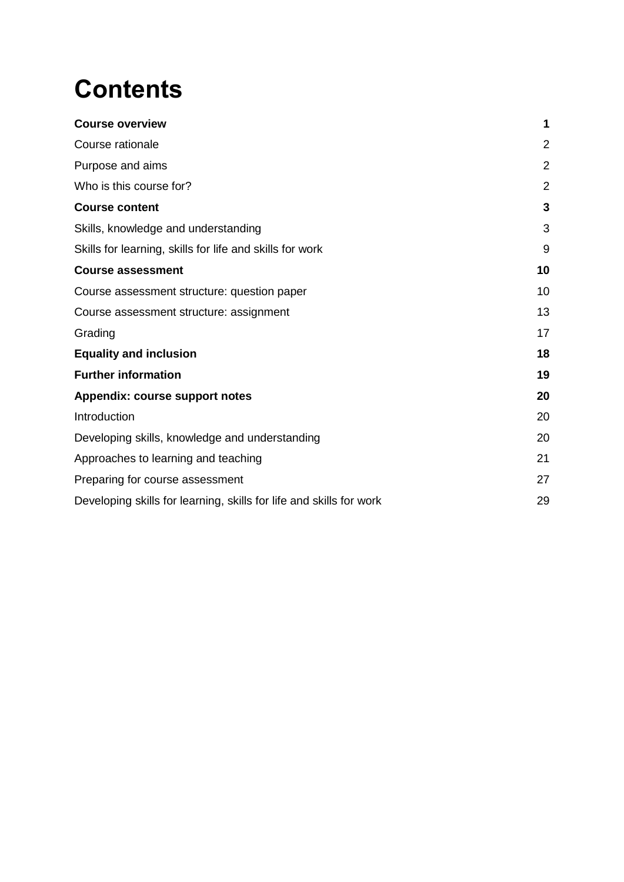# Contents

| | |
|---|---|
| **Course overview** | **1** |
| Course rationale | 2 |
| Purpose and aims | 2 |
| Who is this course for? | 2 |
| **Course content** | **3** |
| Skills, knowledge and understanding | 3 |
| Skills for learning, skills for life and skills for work | 9 |
| **Course assessment** | **10** |
| Course assessment structure: question paper | 10 |
| Course assessment structure: assignment | 13 |
| Grading | 17 |
| **Equality and inclusion** | **18** |
| **Further information** | **19** |
| **Appendix: course support notes** | **20** |
| Introduction | 20 |
| Developing skills, knowledge and understanding | 20 |
| Approaches to learning and teaching | 21 |
| Preparing for course assessment | 27 |
| Developing skills for learning, skills for life and skills for work | 29 |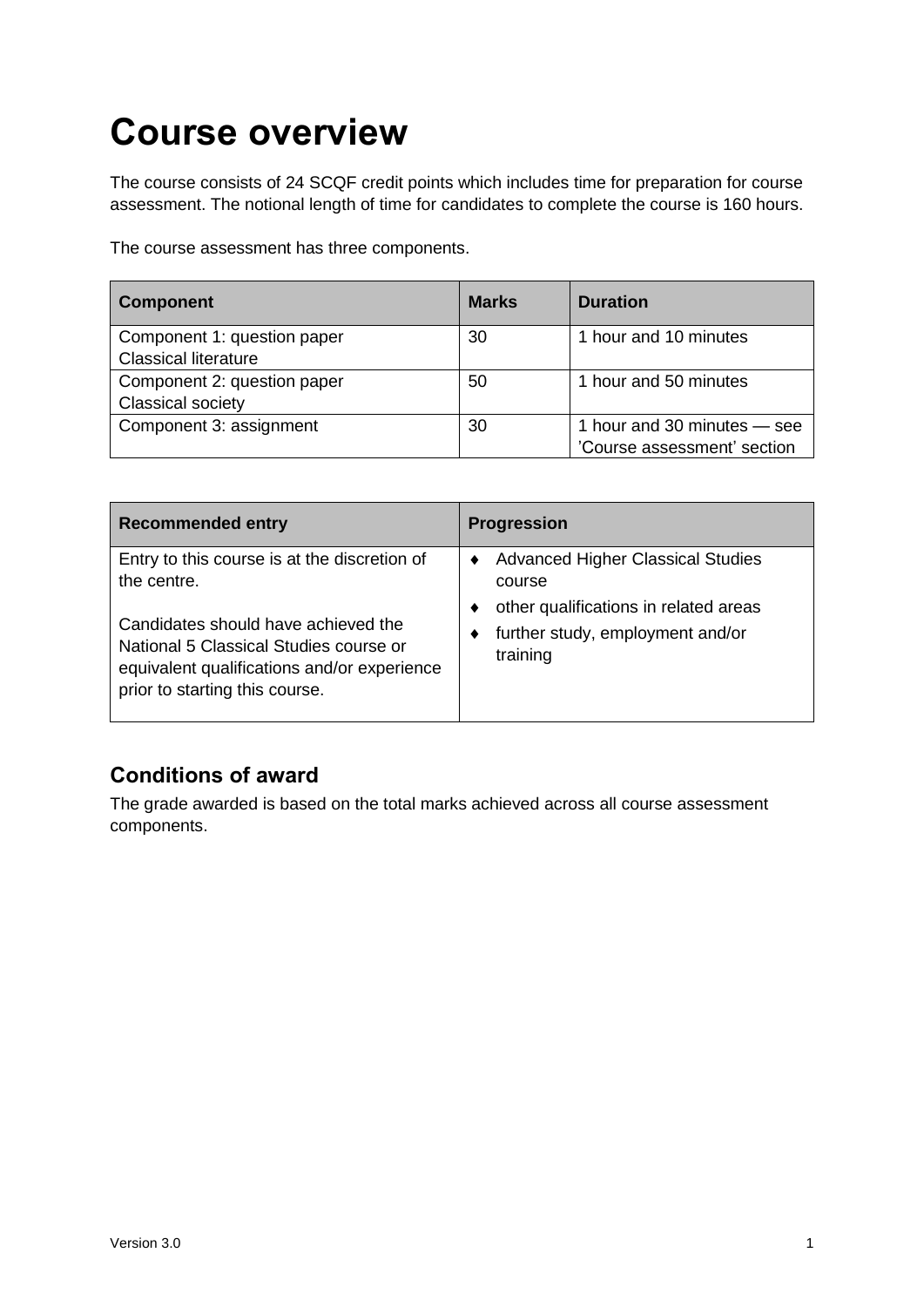# Course overview

The course consists of 24 SCQF credit points which includes time for preparation for course assessment. The notional length of time for candidates to complete the course is 160 hours.

The course assessment has three components.

| Component | Marks | Duration |
|---|---|---|
| Component 1: question paper Classical literature | 30 | 1 hour and 10 minutes |
| Component 2: question paper Classical society | 50 | 1 hour and 50 minutes |
| Component 3: assignment | 30 | 1 hour and 30 minutes — see 'Course assessment' section |

| Recommended entry | Progression |
|---|---|
| Entry to this course is at the discretion of the centre.<br><br>Candidates should have achieved the National 5 Classical Studies course or equivalent qualifications and/or experience prior to starting this course. | ♦ Advanced Higher Classical Studies course<br>♦ other qualifications in related areas<br>♦ further study, employment and/or training |

## Conditions of award

The grade awarded is based on the total marks achieved across all course assessment components.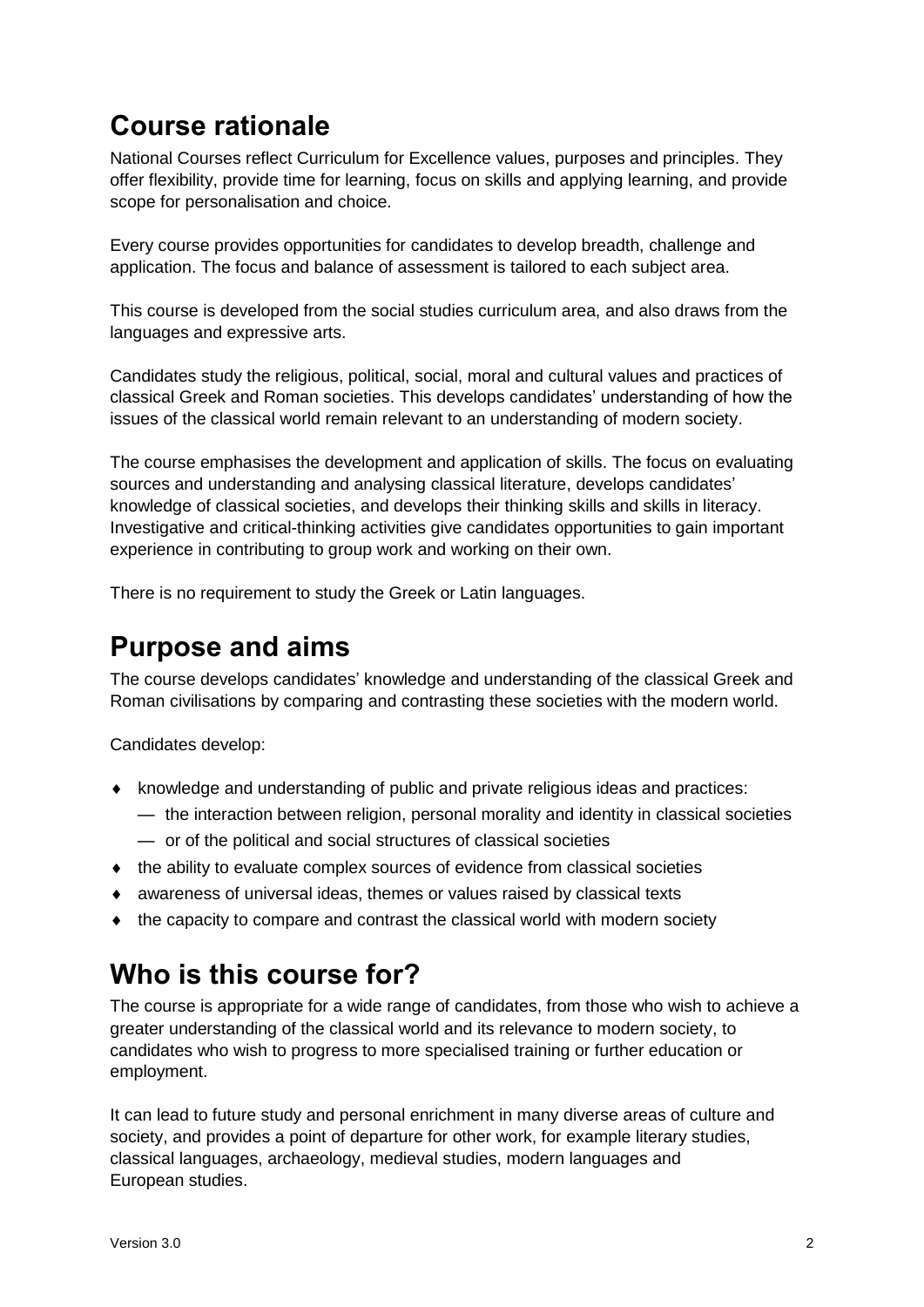## Course rationale

National Courses reflect Curriculum for Excellence values, purposes and principles. They offer flexibility, provide time for learning, focus on skills and applying learning, and provide scope for personalisation and choice.

Every course provides opportunities for candidates to develop breadth, challenge and application. The focus and balance of assessment is tailored to each subject area.

This course is developed from the social studies curriculum area, and also draws from the languages and expressive arts.

Candidates study the religious, political, social, moral and cultural values and practices of classical Greek and Roman societies. This develops candidates' understanding of how the issues of the classical world remain relevant to an understanding of modern society.

The course emphasises the development and application of skills. The focus on evaluating sources and understanding and analysing classical literature, develops candidates' knowledge of classical societies, and develops their thinking skills and skills in literacy. Investigative and critical-thinking activities give candidates opportunities to gain important experience in contributing to group work and working on their own.

There is no requirement to study the Greek or Latin languages.

## Purpose and aims

The course develops candidates' knowledge and understanding of the classical Greek and Roman civilisations by comparing and contrasting these societies with the modern world.

Candidates develop:

- knowledge and understanding of public and private religious ideas and practices:
  - the interaction between religion, personal morality and identity in classical societies
  - or of the political and social structures of classical societies
- the ability to evaluate complex sources of evidence from classical societies
- awareness of universal ideas, themes or values raised by classical texts
- the capacity to compare and contrast the classical world with modern society

## Who is this course for?

The course is appropriate for a wide range of candidates, from those who wish to achieve a greater understanding of the classical world and its relevance to modern society, to candidates who wish to progress to more specialised training or further education or employment.

It can lead to future study and personal enrichment in many diverse areas of culture and society, and provides a point of departure for other work, for example literary studies, classical languages, archaeology, medieval studies, modern languages and European studies.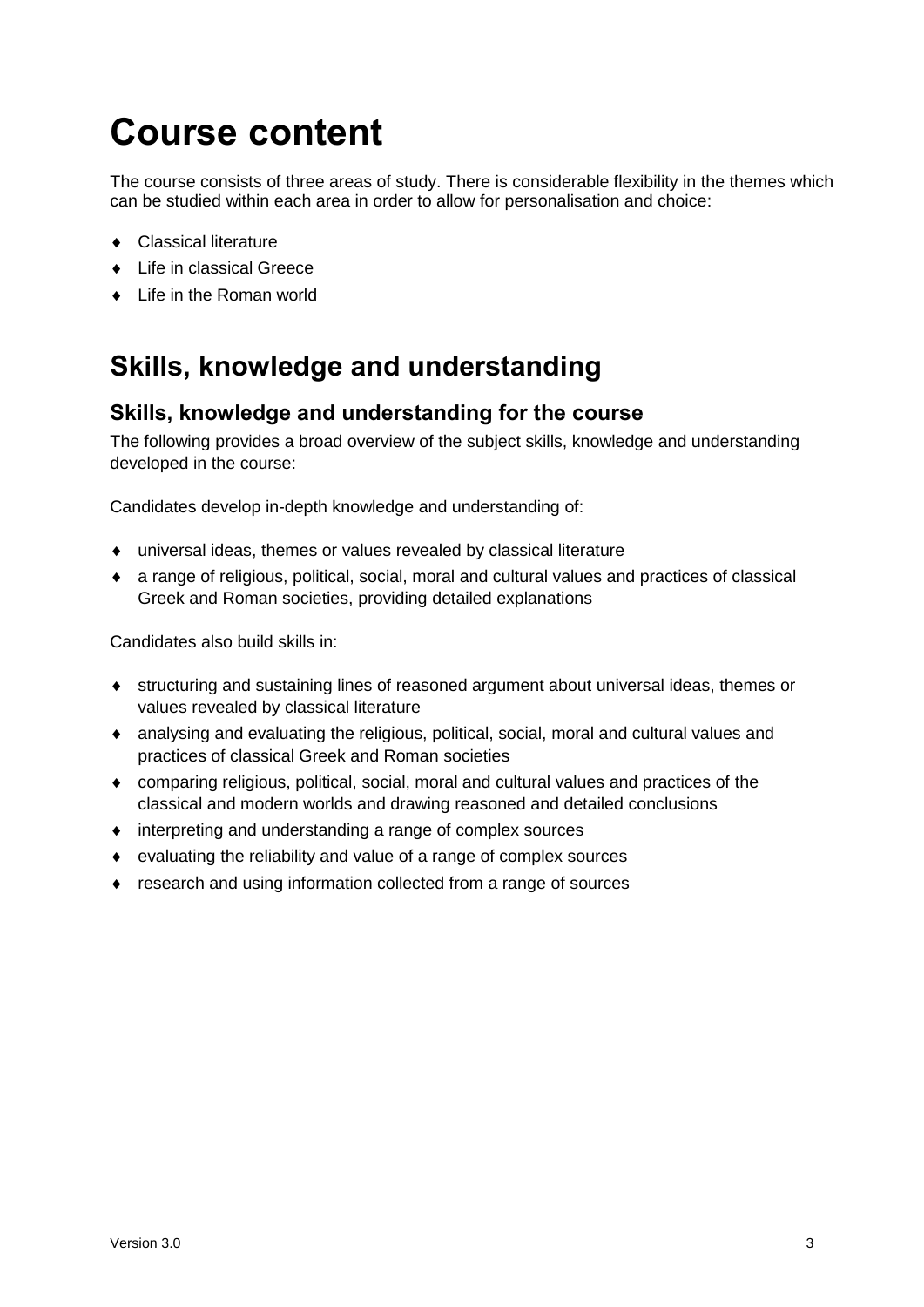# Course content

The course consists of three areas of study. There is considerable flexibility in the themes which can be studied within each area in order to allow for personalisation and choice:

- Classical literature
- Life in classical Greece
- Life in the Roman world

## Skills, knowledge and understanding

### Skills, knowledge and understanding for the course

The following provides a broad overview of the subject skills, knowledge and understanding developed in the course:

Candidates develop in-depth knowledge and understanding of:

- universal ideas, themes or values revealed by classical literature
- a range of religious, political, social, moral and cultural values and practices of classical Greek and Roman societies, providing detailed explanations

Candidates also build skills in:

- structuring and sustaining lines of reasoned argument about universal ideas, themes or values revealed by classical literature
- analysing and evaluating the religious, political, social, moral and cultural values and practices of classical Greek and Roman societies
- comparing religious, political, social, moral and cultural values and practices of the classical and modern worlds and drawing reasoned and detailed conclusions
- interpreting and understanding a range of complex sources
- evaluating the reliability and value of a range of complex sources
- research and using information collected from a range of sources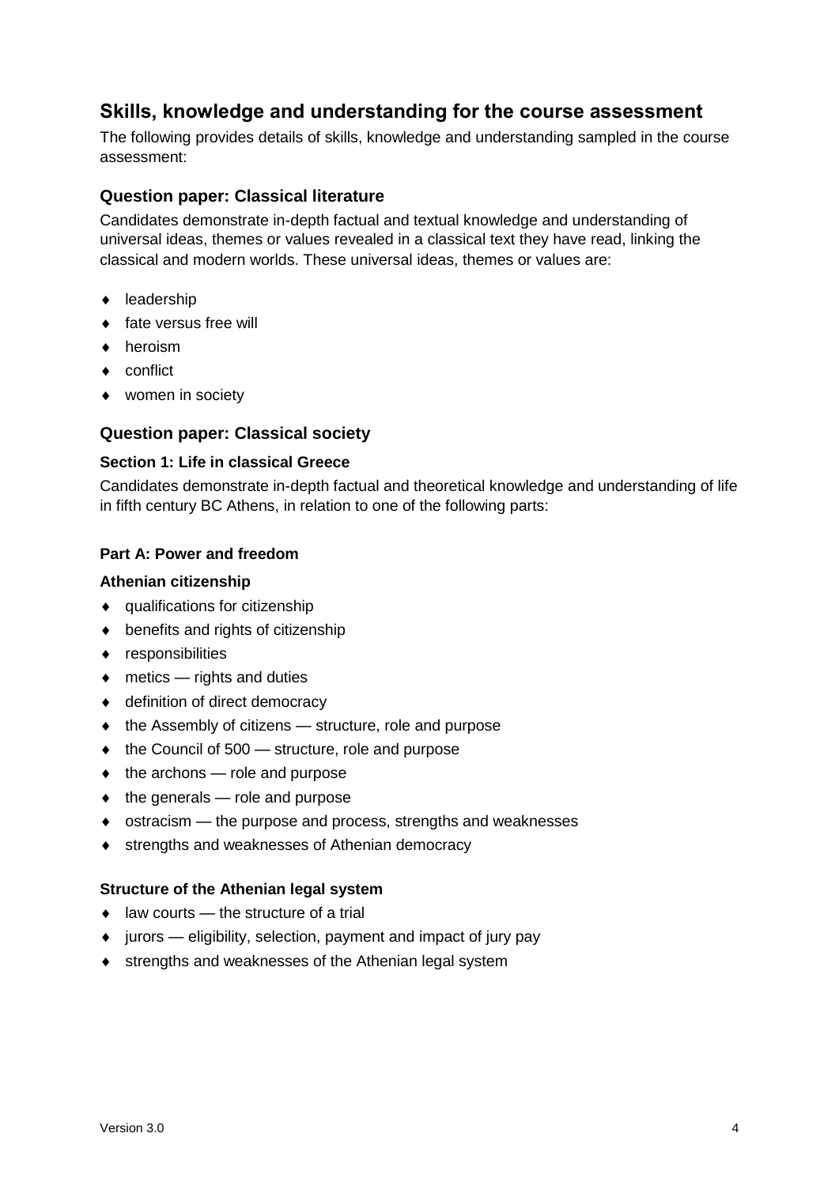## Skills, knowledge and understanding for the course assessment

The following provides details of skills, knowledge and understanding sampled in the course assessment:

### Question paper: Classical literature

Candidates demonstrate in-depth factual and textual knowledge and understanding of universal ideas, themes or values revealed in a classical text they have read, linking the classical and modern worlds. These universal ideas, themes or values are:

- leadership
- fate versus free will
- heroism
- conflict
- women in society

### Question paper: Classical society

#### Section 1: Life in classical Greece

Candidates demonstrate in-depth factual and theoretical knowledge and understanding of life in fifth century BC Athens, in relation to one of the following parts:

#### Part A: Power and freedom

#### Athenian citizenship

- qualifications for citizenship
- benefits and rights of citizenship
- responsibilities
- metics — rights and duties
- definition of direct democracy
- the Assembly of citizens — structure, role and purpose
- the Council of 500 — structure, role and purpose
- the archons — role and purpose
- the generals — role and purpose
- ostracism — the purpose and process, strengths and weaknesses
- strengths and weaknesses of Athenian democracy

#### Structure of the Athenian legal system

- law courts — the structure of a trial
- jurors — eligibility, selection, payment and impact of jury pay
- strengths and weaknesses of the Athenian legal system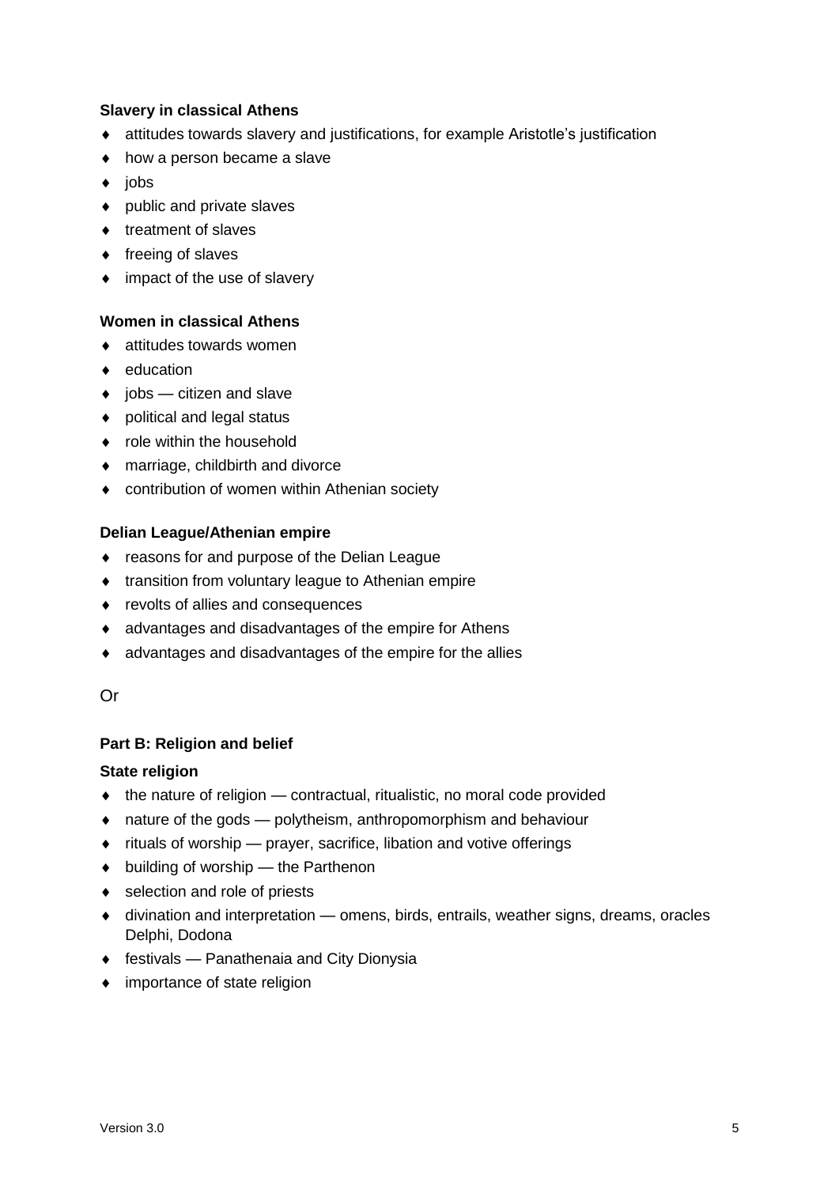**Slavery in classical Athens**

- attitudes towards slavery and justifications, for example Aristotle's justification
- how a person became a slave
- jobs
- public and private slaves
- treatment of slaves
- freeing of slaves
- impact of the use of slavery

**Women in classical Athens**

- attitudes towards women
- education
- jobs — citizen and slave
- political and legal status
- role within the household
- marriage, childbirth and divorce
- contribution of women within Athenian society

**Delian League/Athenian empire**

- reasons for and purpose of the Delian League
- transition from voluntary league to Athenian empire
- revolts of allies and consequences
- advantages and disadvantages of the empire for Athens
- advantages and disadvantages of the empire for the allies

Or

**Part B: Religion and belief**

**State religion**

- the nature of religion — contractual, ritualistic, no moral code provided
- nature of the gods — polytheism, anthropomorphism and behaviour
- rituals of worship — prayer, sacrifice, libation and votive offerings
- building of worship — the Parthenon
- selection and role of priests
- divination and interpretation — omens, birds, entrails, weather signs, dreams, oracles Delphi, Dodona
- festivals — Panathenaia and City Dionysia
- importance of state religion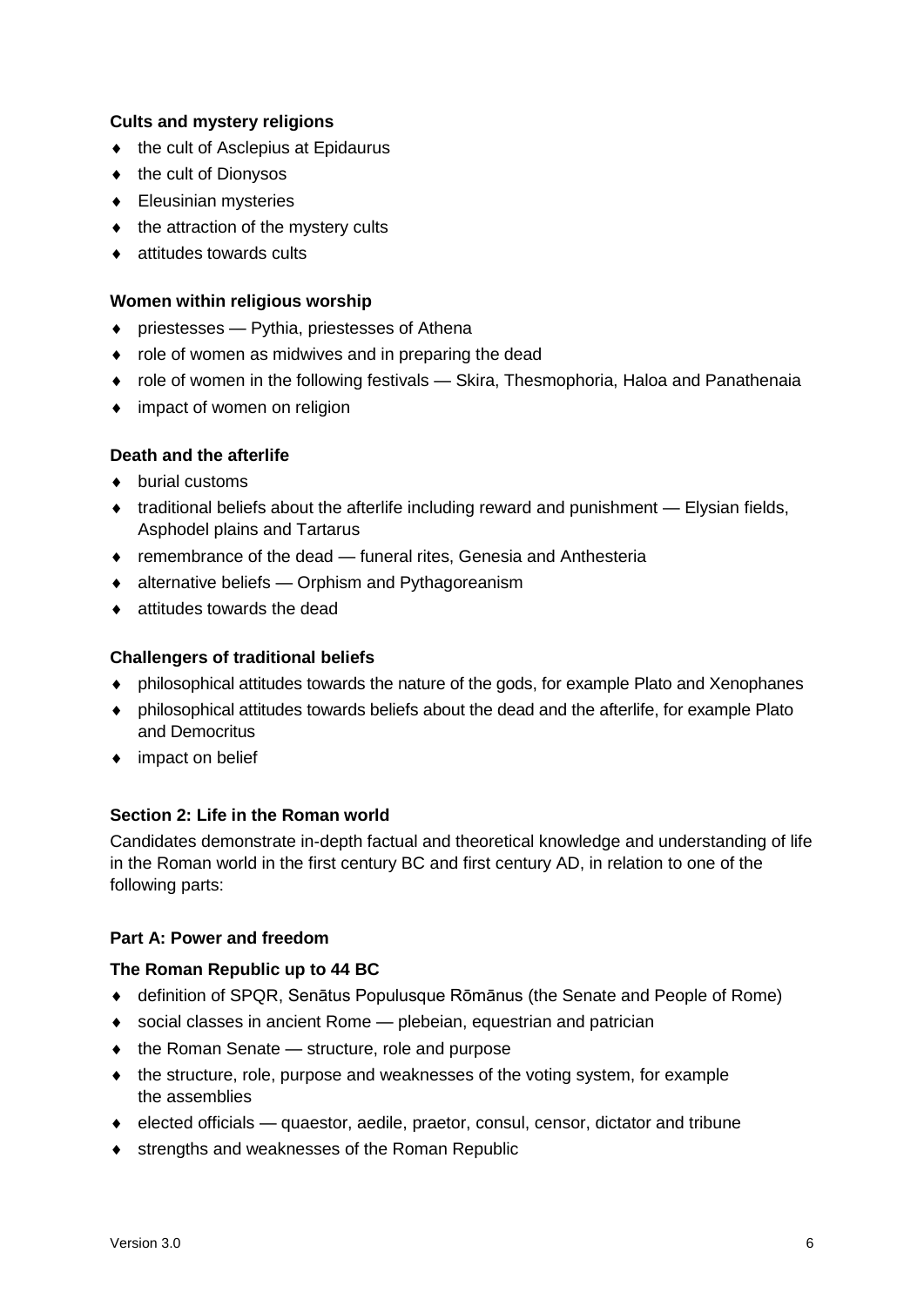**Cults and mystery religions**

- the cult of Asclepius at Epidaurus
- the cult of Dionysos
- Eleusinian mysteries
- the attraction of the mystery cults
- attitudes towards cults

**Women within religious worship**

- priestesses — Pythia, priestesses of Athena
- role of women as midwives and in preparing the dead
- role of women in the following festivals — Skira, Thesmophoria, Haloa and Panathenaia
- impact of women on religion

**Death and the afterlife**

- burial customs
- traditional beliefs about the afterlife including reward and punishment — Elysian fields, Asphodel plains and Tartarus
- remembrance of the dead — funeral rites, Genesia and Anthesteria
- alternative beliefs — Orphism and Pythagoreanism
- attitudes towards the dead

**Challengers of traditional beliefs**

- philosophical attitudes towards the nature of the gods, for example Plato and Xenophanes
- philosophical attitudes towards beliefs about the dead and the afterlife, for example Plato and Democritus
- impact on belief

### Section 2: Life in the Roman world

Candidates demonstrate in-depth factual and theoretical knowledge and understanding of life in the Roman world in the first century BC and first century AD, in relation to one of the following parts:

#### Part A: Power and freedom

**The Roman Republic up to 44 BC**

- definition of SPQR, Senātus Populusque Rōmānus (the Senate and People of Rome)
- social classes in ancient Rome — plebeian, equestrian and patrician
- the Roman Senate — structure, role and purpose
- the structure, role, purpose and weaknesses of the voting system, for example the assemblies
- elected officials — quaestor, aedile, praetor, consul, censor, dictator and tribune
- strengths and weaknesses of the Roman Republic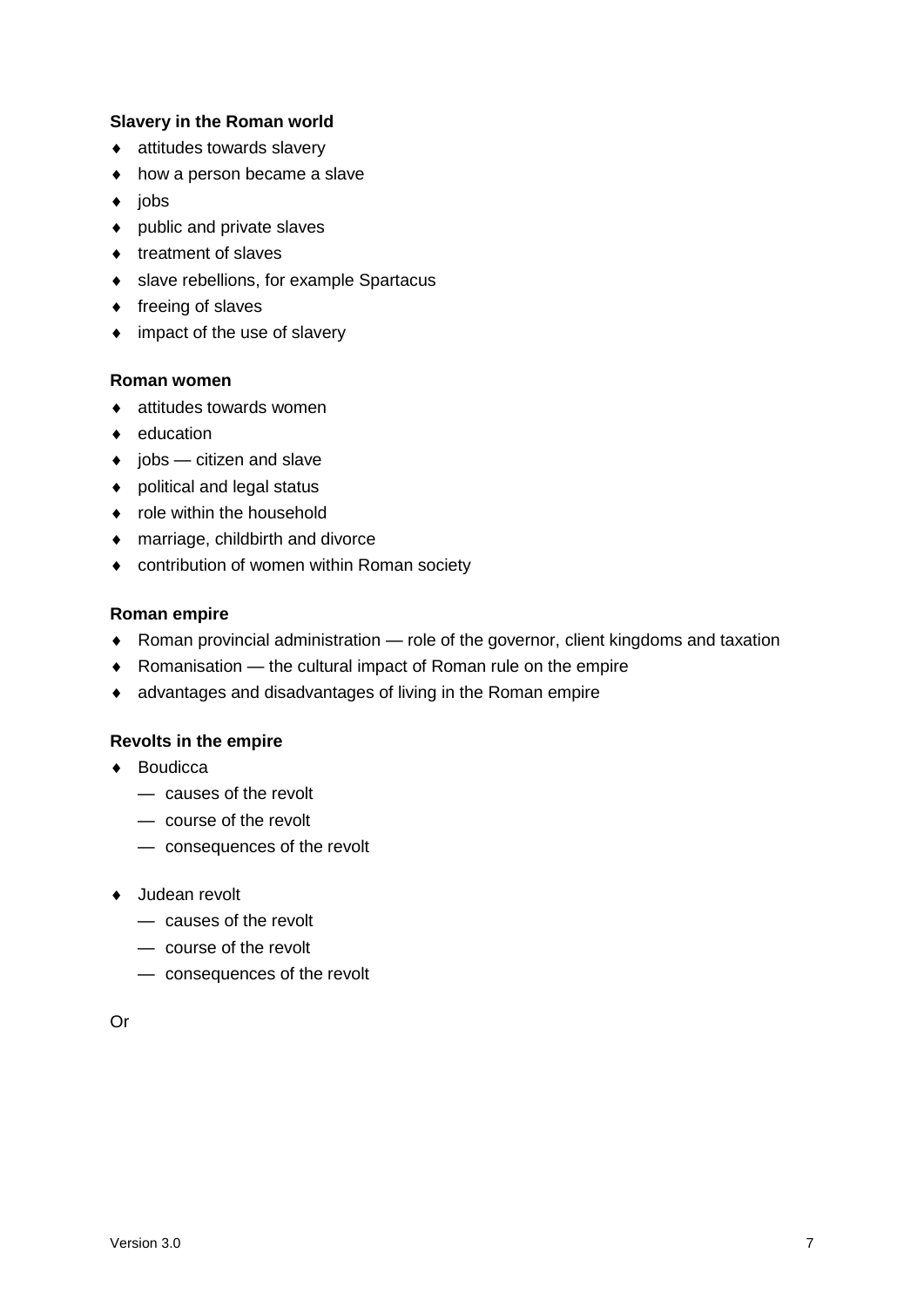**Slavery in the Roman world**

- attitudes towards slavery
- how a person became a slave
- jobs
- public and private slaves
- treatment of slaves
- slave rebellions, for example Spartacus
- freeing of slaves
- impact of the use of slavery

**Roman women**

- attitudes towards women
- education
- jobs — citizen and slave
- political and legal status
- role within the household
- marriage, childbirth and divorce
- contribution of women within Roman society

**Roman empire**

- Roman provincial administration — role of the governor, client kingdoms and taxation
- Romanisation — the cultural impact of Roman rule on the empire
- advantages and disadvantages of living in the Roman empire

**Revolts in the empire**

- Boudicca
  - — causes of the revolt
  - — course of the revolt
  - — consequences of the revolt
- Judean revolt
  - — causes of the revolt
  - — course of the revolt
  - — consequences of the revolt

Or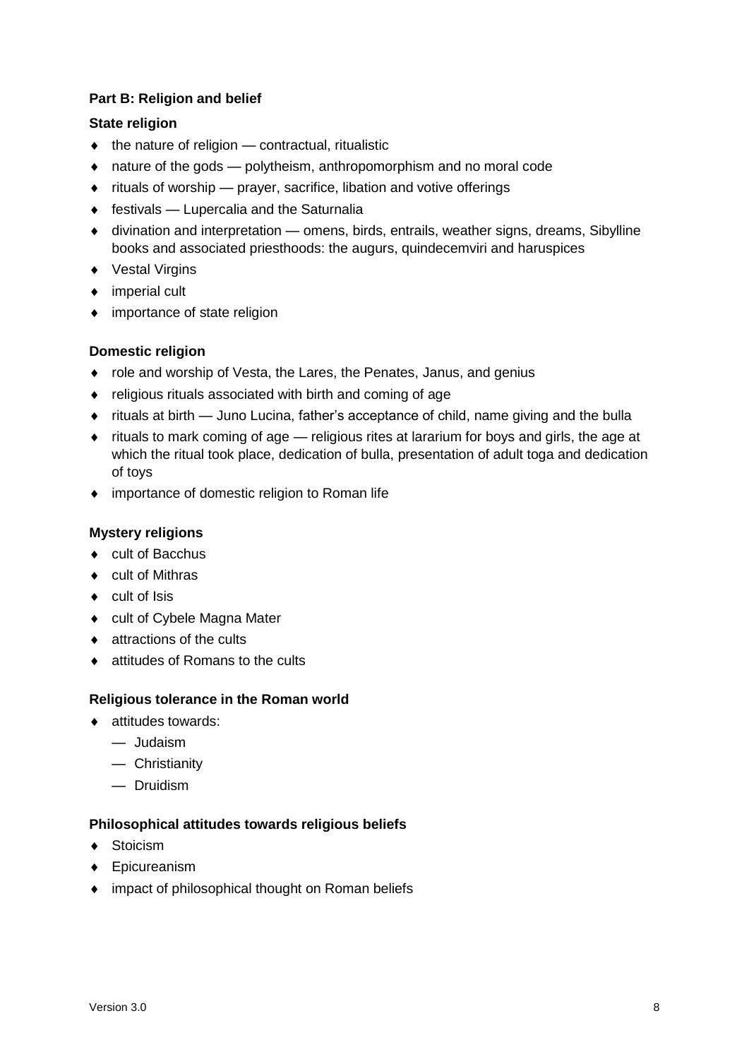**Part B: Religion and belief**

**State religion**

- the nature of religion — contractual, ritualistic
- nature of the gods — polytheism, anthropomorphism and no moral code
- rituals of worship — prayer, sacrifice, libation and votive offerings
- festivals — Lupercalia and the Saturnalia
- divination and interpretation — omens, birds, entrails, weather signs, dreams, Sibylline books and associated priesthoods: the augurs, quindecemviri and haruspices
- Vestal Virgins
- imperial cult
- importance of state religion

**Domestic religion**

- role and worship of Vesta, the Lares, the Penates, Janus, and genius
- religious rituals associated with birth and coming of age
- rituals at birth — Juno Lucina, father's acceptance of child, name giving and the bulla
- rituals to mark coming of age — religious rites at lararium for boys and girls, the age at which the ritual took place, dedication of bulla, presentation of adult toga and dedication of toys
- importance of domestic religion to Roman life

**Mystery religions**

- cult of Bacchus
- cult of Mithras
- cult of Isis
- cult of Cybele Magna Mater
- attractions of the cults
- attitudes of Romans to the cults

**Religious tolerance in the Roman world**

- attitudes towards:
  - — Judaism
  - — Christianity
  - — Druidism

**Philosophical attitudes towards religious beliefs**

- Stoicism
- Epicureanism
- impact of philosophical thought on Roman beliefs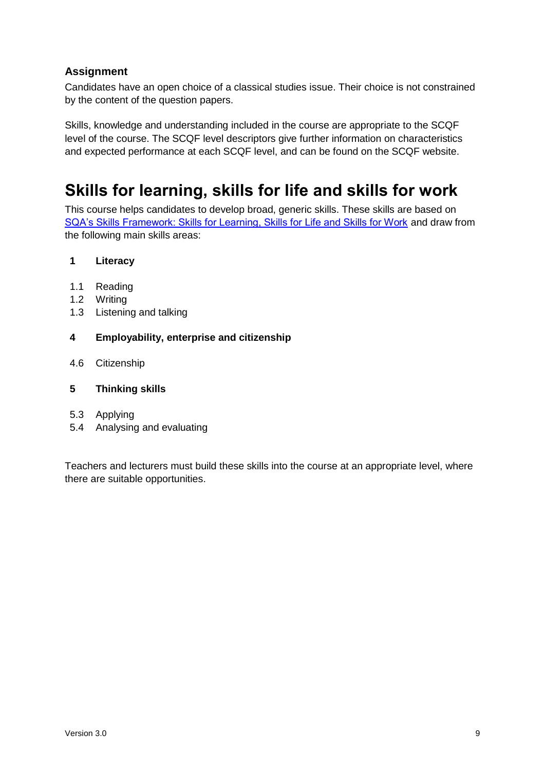### Assignment

Candidates have an open choice of a classical studies issue. Their choice is not constrained by the content of the question papers.

Skills, knowledge and understanding included in the course are appropriate to the SCQF level of the course. The SCQF level descriptors give further information on characteristics and expected performance at each SCQF level, and can be found on the SCQF website.

## Skills for learning, skills for life and skills for work

This course helps candidates to develop broad, generic skills. These skills are based on [SQA's Skills Framework: Skills for Learning, Skills for Life and Skills for Work]() and draw from the following main skills areas:

**1 Literacy**

1.1 Reading
1.2 Writing
1.3 Listening and talking

**4 Employability, enterprise and citizenship**

4.6 Citizenship

**5 Thinking skills**

5.3 Applying
5.4 Analysing and evaluating

Teachers and lecturers must build these skills into the course at an appropriate level, where there are suitable opportunities.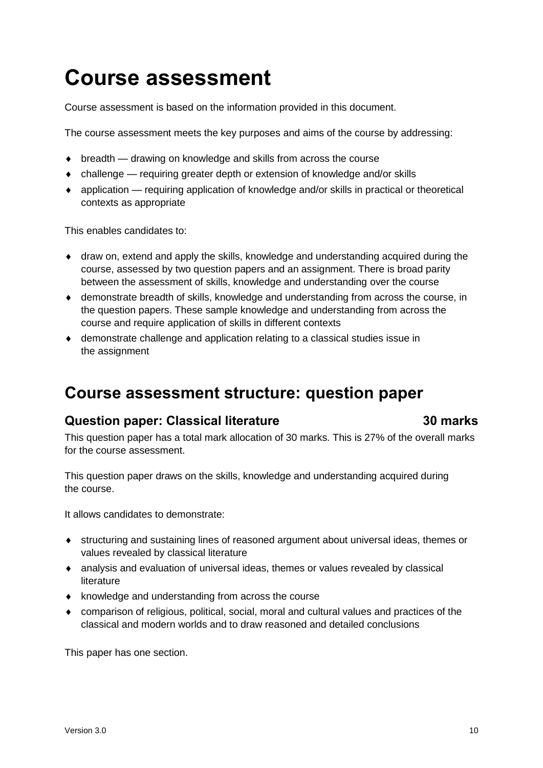# Course assessment

Course assessment is based on the information provided in this document.

The course assessment meets the key purposes and aims of the course by addressing:

- breadth — drawing on knowledge and skills from across the course
- challenge — requiring greater depth or extension of knowledge and/or skills
- application — requiring application of knowledge and/or skills in practical or theoretical contexts as appropriate

This enables candidates to:

- draw on, extend and apply the skills, knowledge and understanding acquired during the course, assessed by two question papers and an assignment. There is broad parity between the assessment of skills, knowledge and understanding over the course
- demonstrate breadth of skills, knowledge and understanding from across the course, in the question papers. These sample knowledge and understanding from across the course and require application of skills in different contexts
- demonstrate challenge and application relating to a classical studies issue in the assignment

## Course assessment structure: question paper

### Question paper: Classical literature 30 marks

This question paper has a total mark allocation of 30 marks. This is 27% of the overall marks for the course assessment.

This question paper draws on the skills, knowledge and understanding acquired during the course.

It allows candidates to demonstrate:

- structuring and sustaining lines of reasoned argument about universal ideas, themes or values revealed by classical literature
- analysis and evaluation of universal ideas, themes or values revealed by classical literature
- knowledge and understanding from across the course
- comparison of religious, political, social, moral and cultural values and practices of the classical and modern worlds and to draw reasoned and detailed conclusions

This paper has one section.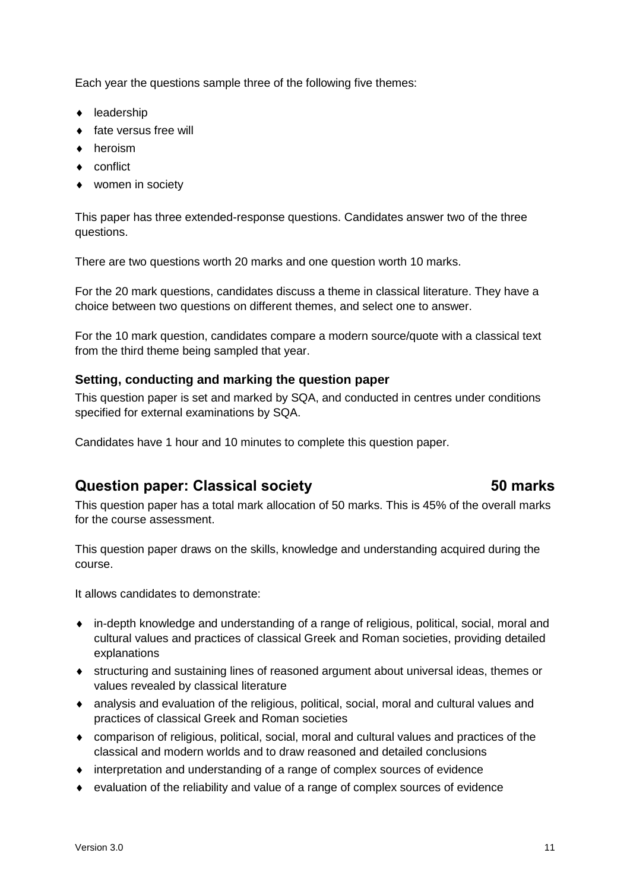Each year the questions sample three of the following five themes:

- leadership
- fate versus free will
- heroism
- conflict
- women in society

This paper has three extended-response questions. Candidates answer two of the three questions.

There are two questions worth 20 marks and one question worth 10 marks.

For the 20 mark questions, candidates discuss a theme in classical literature. They have a choice between two questions on different themes, and select one to answer.

For the 10 mark question, candidates compare a modern source/quote with a classical text from the third theme being sampled that year.

### Setting, conducting and marking the question paper

This question paper is set and marked by SQA, and conducted in centres under conditions specified for external examinations by SQA.

Candidates have 1 hour and 10 minutes to complete this question paper.

## Question paper: Classical society 50 marks

This question paper has a total mark allocation of 50 marks. This is 45% of the overall marks for the course assessment.

This question paper draws on the skills, knowledge and understanding acquired during the course.

It allows candidates to demonstrate:

- in-depth knowledge and understanding of a range of religious, political, social, moral and cultural values and practices of classical Greek and Roman societies, providing detailed explanations
- structuring and sustaining lines of reasoned argument about universal ideas, themes or values revealed by classical literature
- analysis and evaluation of the religious, political, social, moral and cultural values and practices of classical Greek and Roman societies
- comparison of religious, political, social, moral and cultural values and practices of the classical and modern worlds and to draw reasoned and detailed conclusions
- interpretation and understanding of a range of complex sources of evidence
- evaluation of the reliability and value of a range of complex sources of evidence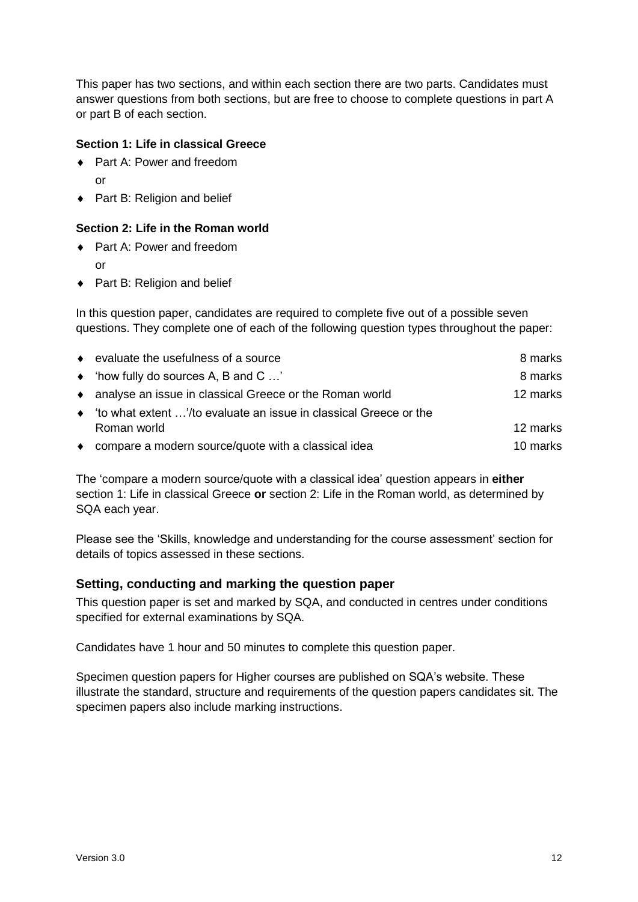This paper has two sections, and within each section there are two parts. Candidates must answer questions from both sections, but are free to choose to complete questions in part A or part B of each section.

**Section 1: Life in classical Greece**

- Part A: Power and freedom

  or

- Part B: Religion and belief

**Section 2: Life in the Roman world**

- Part A: Power and freedom

  or

- Part B: Religion and belief

In this question paper, candidates are required to complete five out of a possible seven questions. They complete one of each of the following question types throughout the paper:

| | |
|---|---|
| ♦ evaluate the usefulness of a source | 8 marks |
| ♦ 'how fully do sources A, B and C …' | 8 marks |
| ♦ analyse an issue in classical Greece or the Roman world | 12 marks |
| ♦ 'to what extent …'/to evaluate an issue in classical Greece or the Roman world | 12 marks |
| ♦ compare a modern source/quote with a classical idea | 10 marks |

The 'compare a modern source/quote with a classical idea' question appears in **either** section 1: Life in classical Greece **or** section 2: Life in the Roman world, as determined by SQA each year.

Please see the 'Skills, knowledge and understanding for the course assessment' section for details of topics assessed in these sections.

### Setting, conducting and marking the question paper

This question paper is set and marked by SQA, and conducted in centres under conditions specified for external examinations by SQA.

Candidates have 1 hour and 50 minutes to complete this question paper.

Specimen question papers for Higher courses are published on SQA's website. These illustrate the standard, structure and requirements of the question papers candidates sit. The specimen papers also include marking instructions.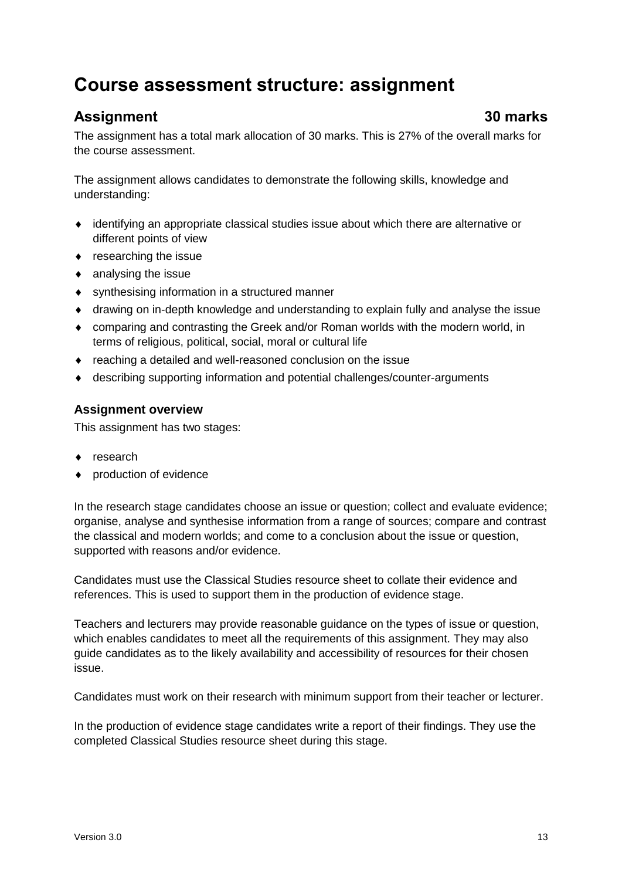# Course assessment structure: assignment

## Assignment 30 marks

The assignment has a total mark allocation of 30 marks. This is 27% of the overall marks for the course assessment.

The assignment allows candidates to demonstrate the following skills, knowledge and understanding:

- identifying an appropriate classical studies issue about which there are alternative or different points of view
- researching the issue
- analysing the issue
- synthesising information in a structured manner
- drawing on in-depth knowledge and understanding to explain fully and analyse the issue
- comparing and contrasting the Greek and/or Roman worlds with the modern world, in terms of religious, political, social, moral or cultural life
- reaching a detailed and well-reasoned conclusion on the issue
- describing supporting information and potential challenges/counter-arguments

### Assignment overview

This assignment has two stages:

- research
- production of evidence

In the research stage candidates choose an issue or question; collect and evaluate evidence; organise, analyse and synthesise information from a range of sources; compare and contrast the classical and modern worlds; and come to a conclusion about the issue or question, supported with reasons and/or evidence.

Candidates must use the Classical Studies resource sheet to collate their evidence and references. This is used to support them in the production of evidence stage.

Teachers and lecturers may provide reasonable guidance on the types of issue or question, which enables candidates to meet all the requirements of this assignment. They may also guide candidates as to the likely availability and accessibility of resources for their chosen issue.

Candidates must work on their research with minimum support from their teacher or lecturer.

In the production of evidence stage candidates write a report of their findings. They use the completed Classical Studies resource sheet during this stage.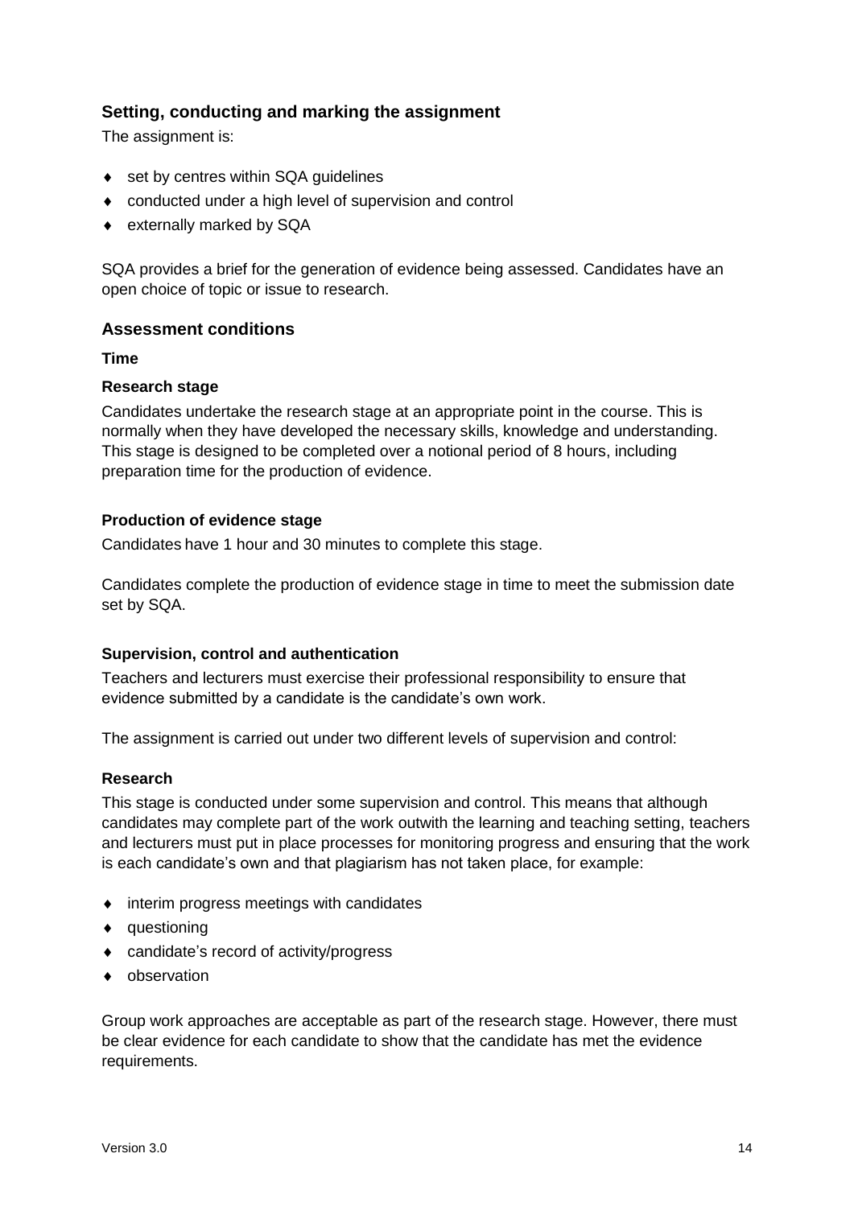## Setting, conducting and marking the assignment

The assignment is:

- set by centres within SQA guidelines
- conducted under a high level of supervision and control
- externally marked by SQA

SQA provides a brief for the generation of evidence being assessed. Candidates have an open choice of topic or issue to research.

## Assessment conditions

### Time

#### Research stage

Candidates undertake the research stage at an appropriate point in the course. This is normally when they have developed the necessary skills, knowledge and understanding. This stage is designed to be completed over a notional period of 8 hours, including preparation time for the production of evidence.

#### Production of evidence stage

Candidates have 1 hour and 30 minutes to complete this stage.

Candidates complete the production of evidence stage in time to meet the submission date set by SQA.

### Supervision, control and authentication

Teachers and lecturers must exercise their professional responsibility to ensure that evidence submitted by a candidate is the candidate's own work.

The assignment is carried out under two different levels of supervision and control:

#### Research

This stage is conducted under some supervision and control. This means that although candidates may complete part of the work outwith the learning and teaching setting, teachers and lecturers must put in place processes for monitoring progress and ensuring that the work is each candidate's own and that plagiarism has not taken place, for example:

- interim progress meetings with candidates
- questioning
- candidate's record of activity/progress
- observation

Group work approaches are acceptable as part of the research stage. However, there must be clear evidence for each candidate to show that the candidate has met the evidence requirements.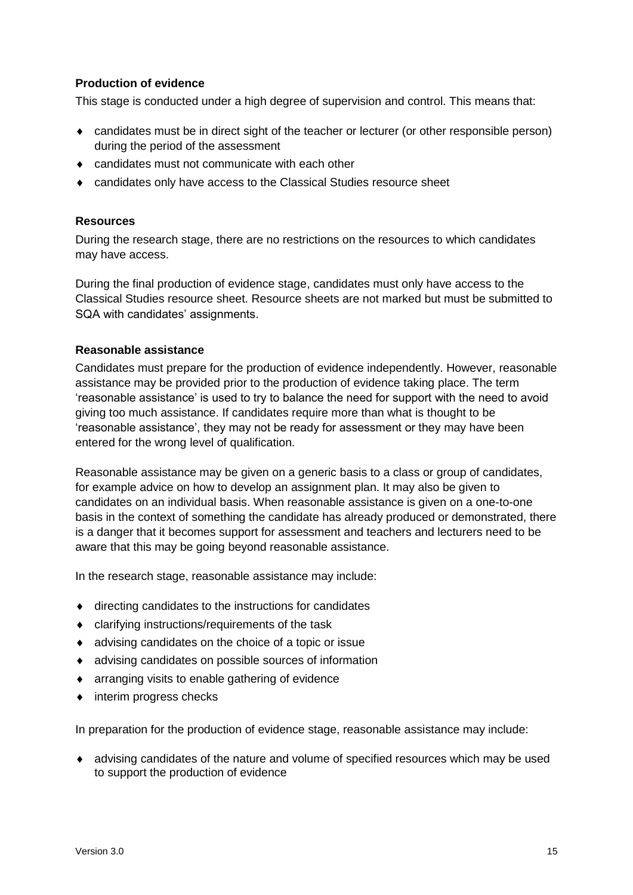### Production of evidence

This stage is conducted under a high degree of supervision and control. This means that:

- candidates must be in direct sight of the teacher or lecturer (or other responsible person) during the period of the assessment
- candidates must not communicate with each other
- candidates only have access to the Classical Studies resource sheet

### Resources

During the research stage, there are no restrictions on the resources to which candidates may have access.

During the final production of evidence stage, candidates must only have access to the Classical Studies resource sheet. Resource sheets are not marked but must be submitted to SQA with candidates' assignments.

### Reasonable assistance

Candidates must prepare for the production of evidence independently. However, reasonable assistance may be provided prior to the production of evidence taking place. The term 'reasonable assistance' is used to try to balance the need for support with the need to avoid giving too much assistance. If candidates require more than what is thought to be 'reasonable assistance', they may not be ready for assessment or they may have been entered for the wrong level of qualification.

Reasonable assistance may be given on a generic basis to a class or group of candidates, for example advice on how to develop an assignment plan. It may also be given to candidates on an individual basis. When reasonable assistance is given on a one-to-one basis in the context of something the candidate has already produced or demonstrated, there is a danger that it becomes support for assessment and teachers and lecturers need to be aware that this may be going beyond reasonable assistance.

In the research stage, reasonable assistance may include:

- directing candidates to the instructions for candidates
- clarifying instructions/requirements of the task
- advising candidates on the choice of a topic or issue
- advising candidates on possible sources of information
- arranging visits to enable gathering of evidence
- interim progress checks

In preparation for the production of evidence stage, reasonable assistance may include:

- advising candidates of the nature and volume of specified resources which may be used to support the production of evidence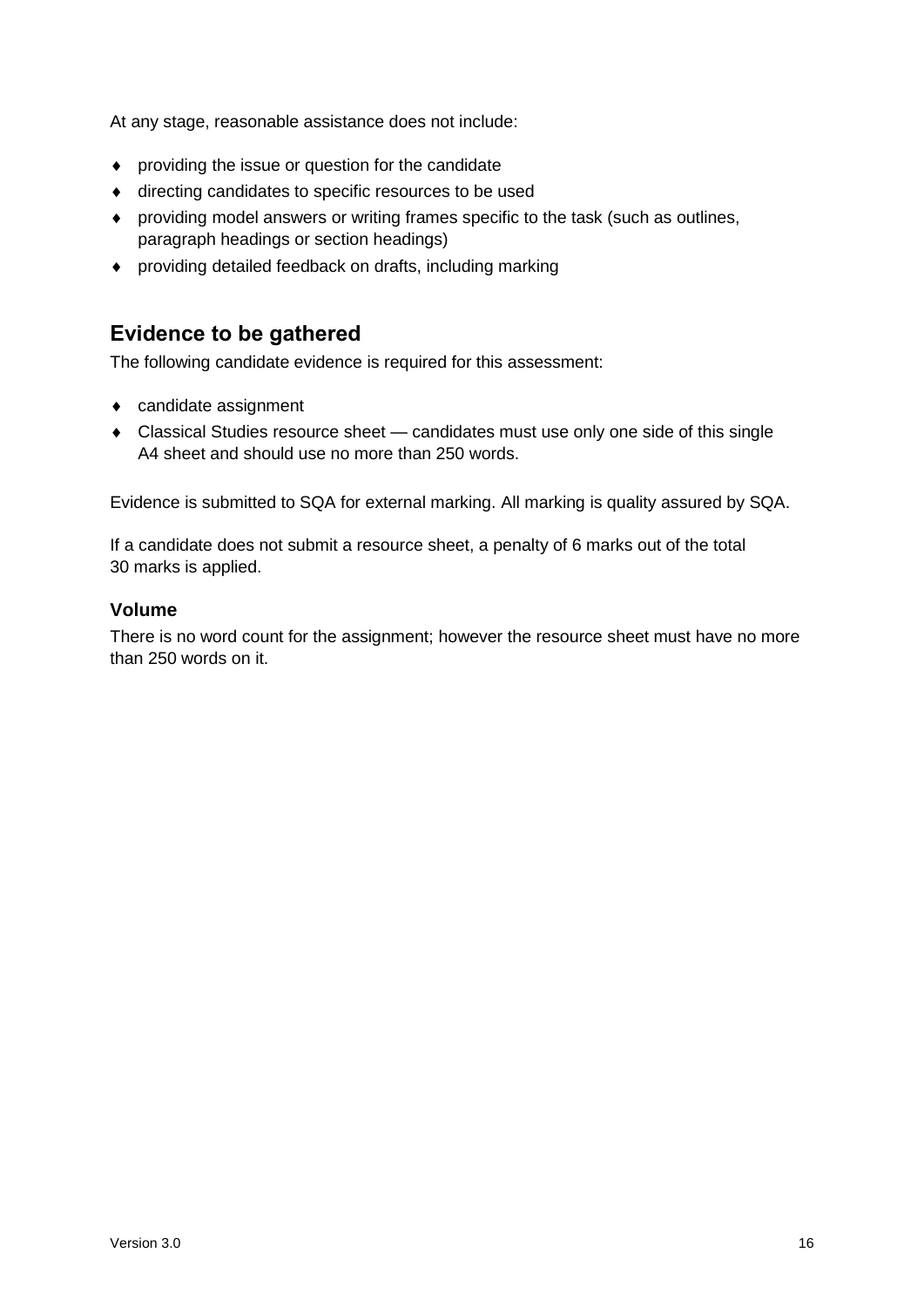At any stage, reasonable assistance does not include:

- providing the issue or question for the candidate
- directing candidates to specific resources to be used
- providing model answers or writing frames specific to the task (such as outlines, paragraph headings or section headings)
- providing detailed feedback on drafts, including marking

## Evidence to be gathered

The following candidate evidence is required for this assessment:

- candidate assignment
- Classical Studies resource sheet — candidates must use only one side of this single A4 sheet and should use no more than 250 words.

Evidence is submitted to SQA for external marking. All marking is quality assured by SQA.

If a candidate does not submit a resource sheet, a penalty of 6 marks out of the total 30 marks is applied.

### Volume

There is no word count for the assignment; however the resource sheet must have no more than 250 words on it.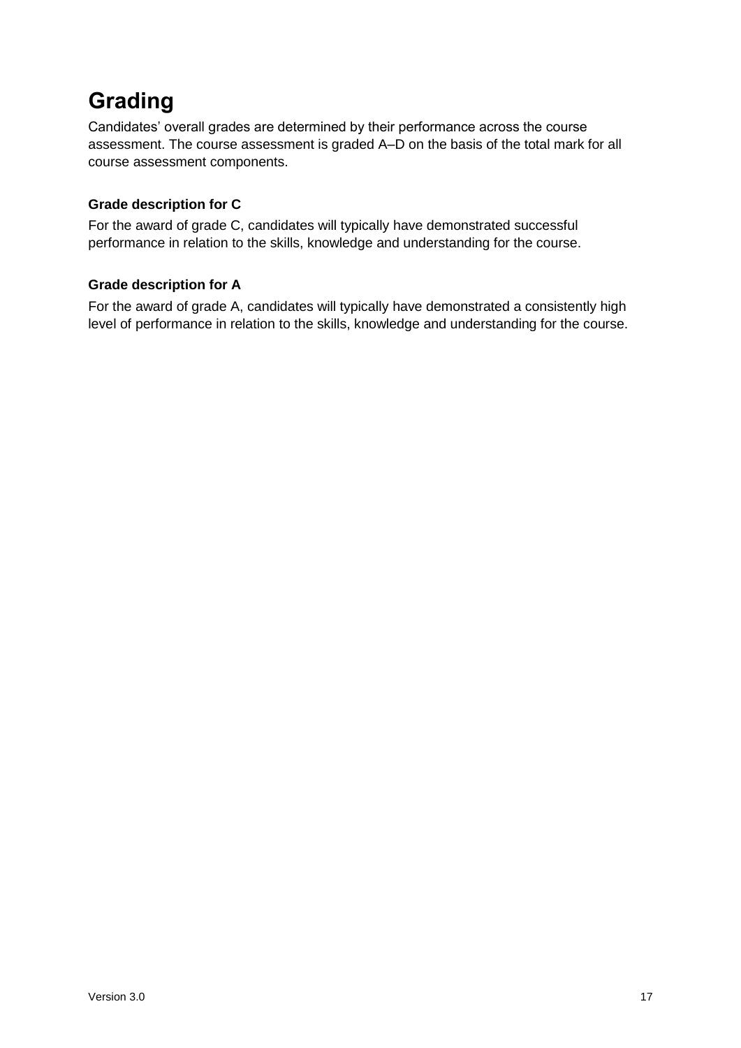## Grading

Candidates' overall grades are determined by their performance across the course assessment. The course assessment is graded A–D on the basis of the total mark for all course assessment components.

### Grade description for C

For the award of grade C, candidates will typically have demonstrated successful performance in relation to the skills, knowledge and understanding for the course.

### Grade description for A

For the award of grade A, candidates will typically have demonstrated a consistently high level of performance in relation to the skills, knowledge and understanding for the course.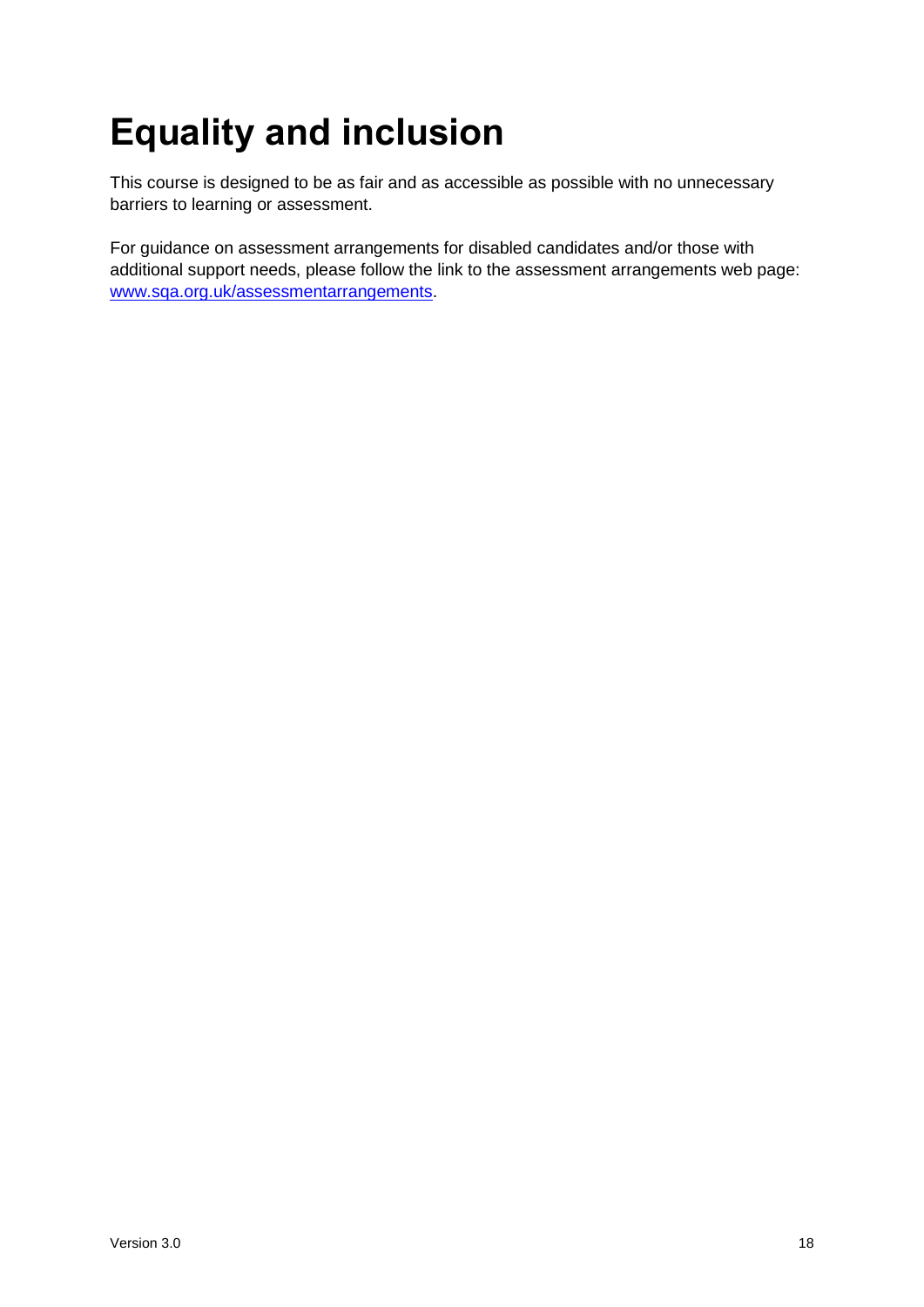# Equality and inclusion

This course is designed to be as fair and as accessible as possible with no unnecessary barriers to learning or assessment.

For guidance on assessment arrangements for disabled candidates and/or those with additional support needs, please follow the link to the assessment arrangements web page: [www.sqa.org.uk/assessmentarrangements](http://www.sqa.org.uk/assessmentarrangements).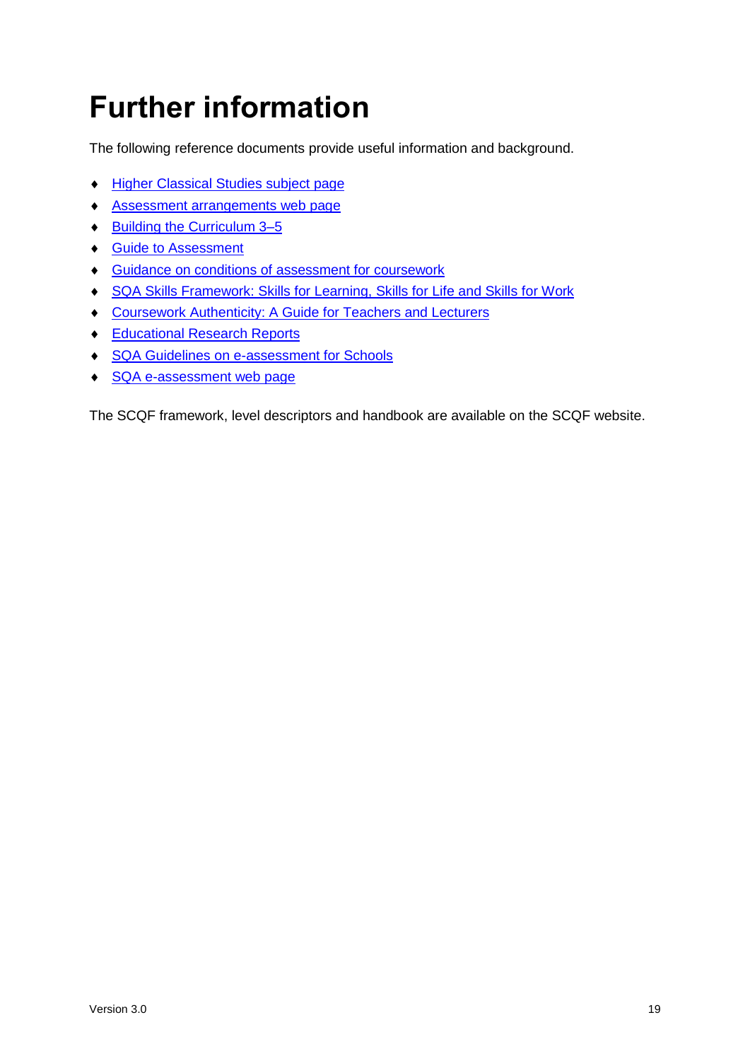# Further information

The following reference documents provide useful information and background.

- Higher Classical Studies subject page
- Assessment arrangements web page
- Building the Curriculum 3–5
- Guide to Assessment
- Guidance on conditions of assessment for coursework
- SQA Skills Framework: Skills for Learning, Skills for Life and Skills for Work
- Coursework Authenticity: A Guide for Teachers and Lecturers
- Educational Research Reports
- SQA Guidelines on e-assessment for Schools
- SQA e-assessment web page

The SCQF framework, level descriptors and handbook are available on the SCQF website.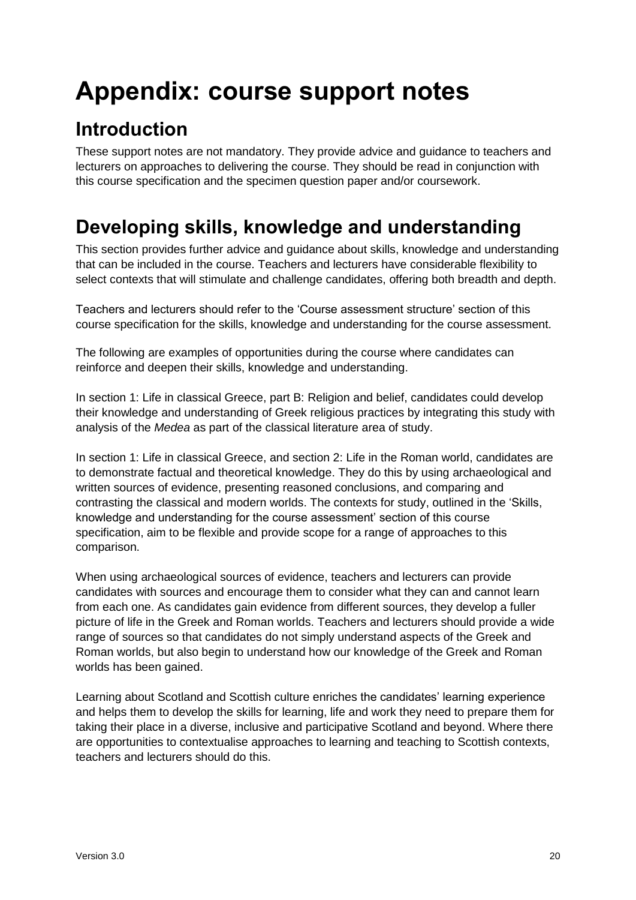# Appendix: course support notes

## Introduction

These support notes are not mandatory. They provide advice and guidance to teachers and lecturers on approaches to delivering the course. They should be read in conjunction with this course specification and the specimen question paper and/or coursework.

## Developing skills, knowledge and understanding

This section provides further advice and guidance about skills, knowledge and understanding that can be included in the course. Teachers and lecturers have considerable flexibility to select contexts that will stimulate and challenge candidates, offering both breadth and depth.

Teachers and lecturers should refer to the 'Course assessment structure' section of this course specification for the skills, knowledge and understanding for the course assessment.

The following are examples of opportunities during the course where candidates can reinforce and deepen their skills, knowledge and understanding.

In section 1: Life in classical Greece, part B: Religion and belief, candidates could develop their knowledge and understanding of Greek religious practices by integrating this study with analysis of the *Medea* as part of the classical literature area of study.

In section 1: Life in classical Greece, and section 2: Life in the Roman world, candidates are to demonstrate factual and theoretical knowledge. They do this by using archaeological and written sources of evidence, presenting reasoned conclusions, and comparing and contrasting the classical and modern worlds. The contexts for study, outlined in the 'Skills, knowledge and understanding for the course assessment' section of this course specification, aim to be flexible and provide scope for a range of approaches to this comparison.

When using archaeological sources of evidence, teachers and lecturers can provide candidates with sources and encourage them to consider what they can and cannot learn from each one. As candidates gain evidence from different sources, they develop a fuller picture of life in the Greek and Roman worlds. Teachers and lecturers should provide a wide range of sources so that candidates do not simply understand aspects of the Greek and Roman worlds, but also begin to understand how our knowledge of the Greek and Roman worlds has been gained.

Learning about Scotland and Scottish culture enriches the candidates' learning experience and helps them to develop the skills for learning, life and work they need to prepare them for taking their place in a diverse, inclusive and participative Scotland and beyond. Where there are opportunities to contextualise approaches to learning and teaching to Scottish contexts, teachers and lecturers should do this.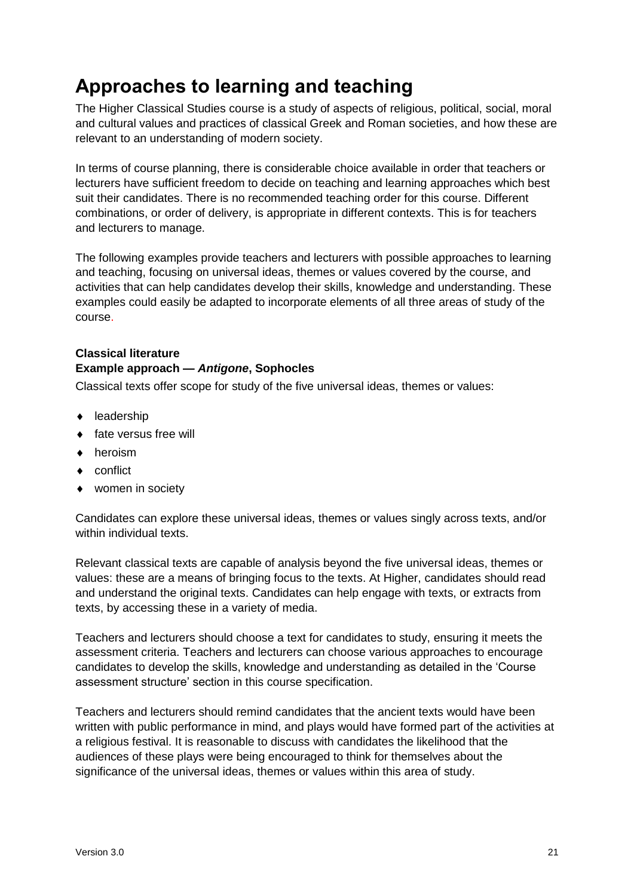# Approaches to learning and teaching

The Higher Classical Studies course is a study of aspects of religious, political, social, moral and cultural values and practices of classical Greek and Roman societies, and how these are relevant to an understanding of modern society.

In terms of course planning, there is considerable choice available in order that teachers or lecturers have sufficient freedom to decide on teaching and learning approaches which best suit their candidates. There is no recommended teaching order for this course. Different combinations, or order of delivery, is appropriate in different contexts. This is for teachers and lecturers to manage.

The following examples provide teachers and lecturers with possible approaches to learning and teaching, focusing on universal ideas, themes or values covered by the course, and activities that can help candidates develop their skills, knowledge and understanding. These examples could easily be adapted to incorporate elements of all three areas of study of the course.

**Classical literature**
**Example approach — *Antigone*, Sophocles**

Classical texts offer scope for study of the five universal ideas, themes or values:

- leadership
- fate versus free will
- heroism
- conflict
- women in society

Candidates can explore these universal ideas, themes or values singly across texts, and/or within individual texts.

Relevant classical texts are capable of analysis beyond the five universal ideas, themes or values: these are a means of bringing focus to the texts. At Higher, candidates should read and understand the original texts. Candidates can help engage with texts, or extracts from texts, by accessing these in a variety of media.

Teachers and lecturers should choose a text for candidates to study, ensuring it meets the assessment criteria. Teachers and lecturers can choose various approaches to encourage candidates to develop the skills, knowledge and understanding as detailed in the 'Course assessment structure' section in this course specification.

Teachers and lecturers should remind candidates that the ancient texts would have been written with public performance in mind, and plays would have formed part of the activities at a religious festival. It is reasonable to discuss with candidates the likelihood that the audiences of these plays were being encouraged to think for themselves about the significance of the universal ideas, themes or values within this area of study.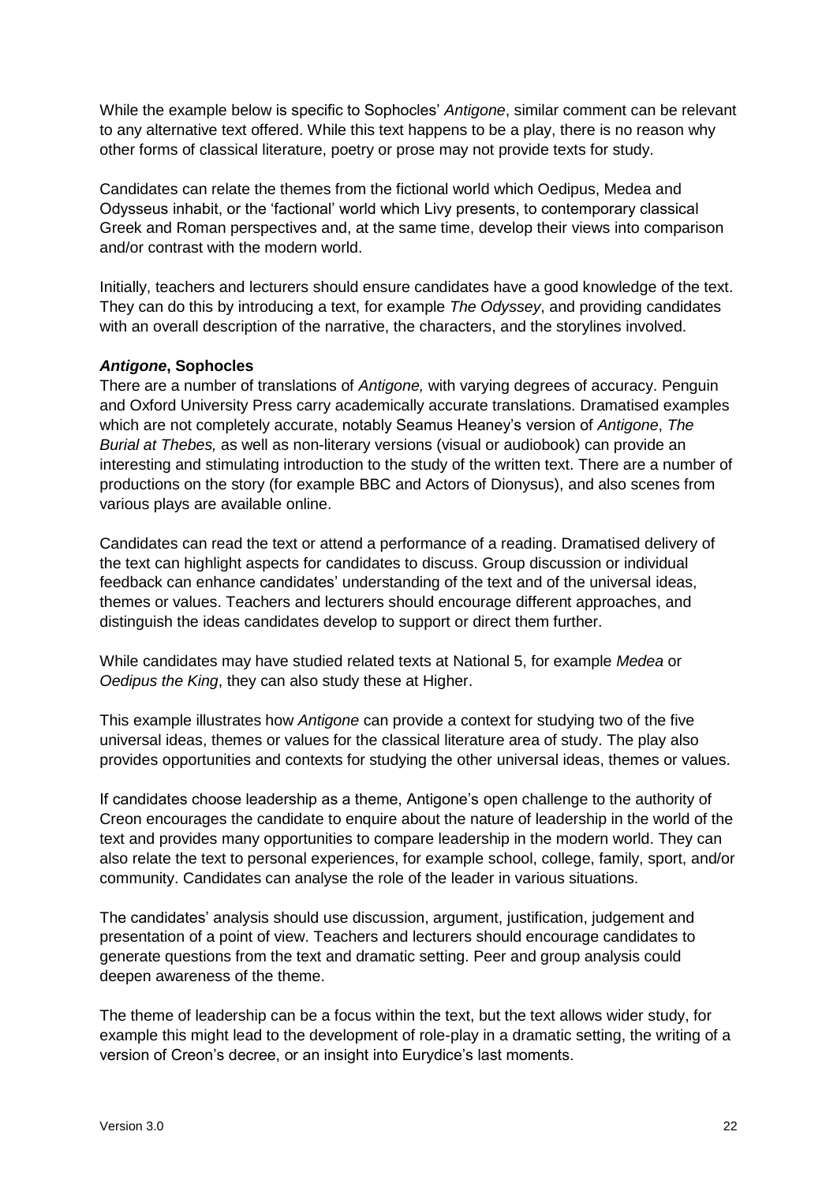While the example below is specific to Sophocles' *Antigone*, similar comment can be relevant to any alternative text offered. While this text happens to be a play, there is no reason why other forms of classical literature, poetry or prose may not provide texts for study.

Candidates can relate the themes from the fictional world which Oedipus, Medea and Odysseus inhabit, or the 'factional' world which Livy presents, to contemporary classical Greek and Roman perspectives and, at the same time, develop their views into comparison and/or contrast with the modern world.

Initially, teachers and lecturers should ensure candidates have a good knowledge of the text. They can do this by introducing a text, for example *The Odyssey*, and providing candidates with an overall description of the narrative, the characters, and the storylines involved.

***Antigone*, Sophocles**

There are a number of translations of *Antigone,* with varying degrees of accuracy. Penguin and Oxford University Press carry academically accurate translations. Dramatised examples which are not completely accurate, notably Seamus Heaney's version of *Antigone*, *The Burial at Thebes,* as well as non-literary versions (visual or audiobook) can provide an interesting and stimulating introduction to the study of the written text. There are a number of productions on the story (for example BBC and Actors of Dionysus), and also scenes from various plays are available online.

Candidates can read the text or attend a performance of a reading. Dramatised delivery of the text can highlight aspects for candidates to discuss. Group discussion or individual feedback can enhance candidates' understanding of the text and of the universal ideas, themes or values. Teachers and lecturers should encourage different approaches, and distinguish the ideas candidates develop to support or direct them further.

While candidates may have studied related texts at National 5, for example *Medea* or *Oedipus the King*, they can also study these at Higher.

This example illustrates how *Antigone* can provide a context for studying two of the five universal ideas, themes or values for the classical literature area of study. The play also provides opportunities and contexts for studying the other universal ideas, themes or values.

If candidates choose leadership as a theme, Antigone's open challenge to the authority of Creon encourages the candidate to enquire about the nature of leadership in the world of the text and provides many opportunities to compare leadership in the modern world. They can also relate the text to personal experiences, for example school, college, family, sport, and/or community. Candidates can analyse the role of the leader in various situations.

The candidates' analysis should use discussion, argument, justification, judgement and presentation of a point of view. Teachers and lecturers should encourage candidates to generate questions from the text and dramatic setting. Peer and group analysis could deepen awareness of the theme.

The theme of leadership can be a focus within the text, but the text allows wider study, for example this might lead to the development of role-play in a dramatic setting, the writing of a version of Creon's decree, or an insight into Eurydice's last moments.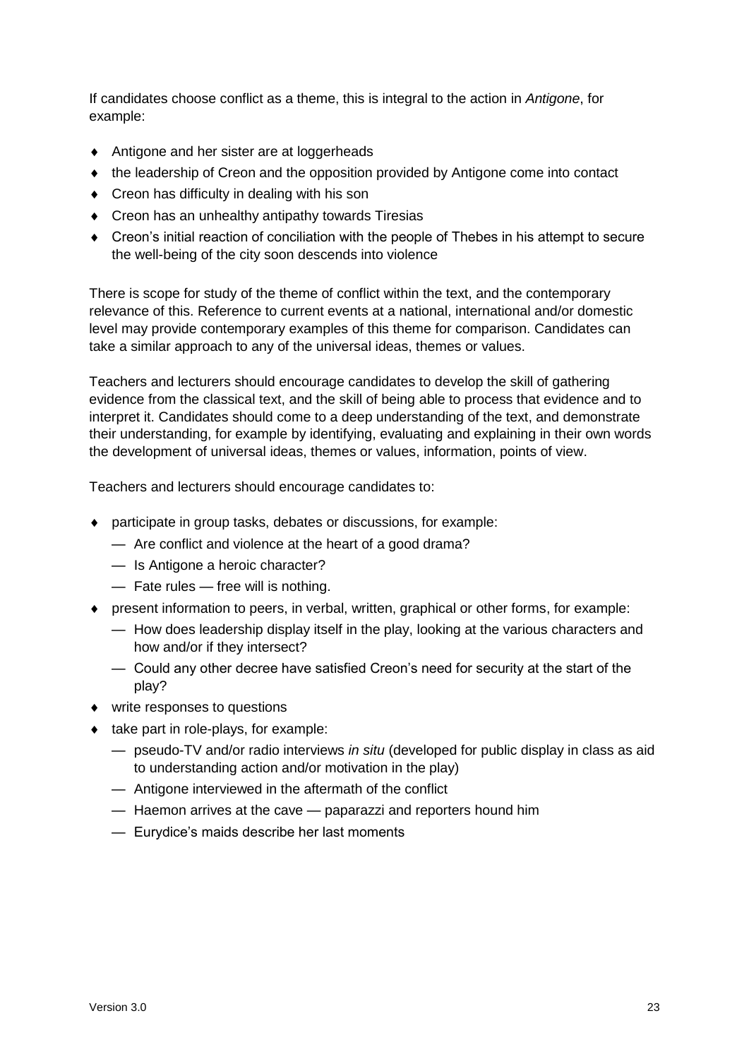If candidates choose conflict as a theme, this is integral to the action in *Antigone*, for example:

- Antigone and her sister are at loggerheads
- the leadership of Creon and the opposition provided by Antigone come into contact
- Creon has difficulty in dealing with his son
- Creon has an unhealthy antipathy towards Tiresias
- Creon's initial reaction of conciliation with the people of Thebes in his attempt to secure the well-being of the city soon descends into violence

There is scope for study of the theme of conflict within the text, and the contemporary relevance of this. Reference to current events at a national, international and/or domestic level may provide contemporary examples of this theme for comparison. Candidates can take a similar approach to any of the universal ideas, themes or values.

Teachers and lecturers should encourage candidates to develop the skill of gathering evidence from the classical text, and the skill of being able to process that evidence and to interpret it. Candidates should come to a deep understanding of the text, and demonstrate their understanding, for example by identifying, evaluating and explaining in their own words the development of universal ideas, themes or values, information, points of view.

Teachers and lecturers should encourage candidates to:

- participate in group tasks, debates or discussions, for example:
  - Are conflict and violence at the heart of a good drama?
  - Is Antigone a heroic character?
  - Fate rules — free will is nothing.
- present information to peers, in verbal, written, graphical or other forms, for example:
  - How does leadership display itself in the play, looking at the various characters and how and/or if they intersect?
  - Could any other decree have satisfied Creon's need for security at the start of the play?
- write responses to questions
- take part in role-plays, for example:
  - pseudo-TV and/or radio interviews *in situ* (developed for public display in class as aid to understanding action and/or motivation in the play)
  - Antigone interviewed in the aftermath of the conflict
  - Haemon arrives at the cave — paparazzi and reporters hound him
  - Eurydice's maids describe her last moments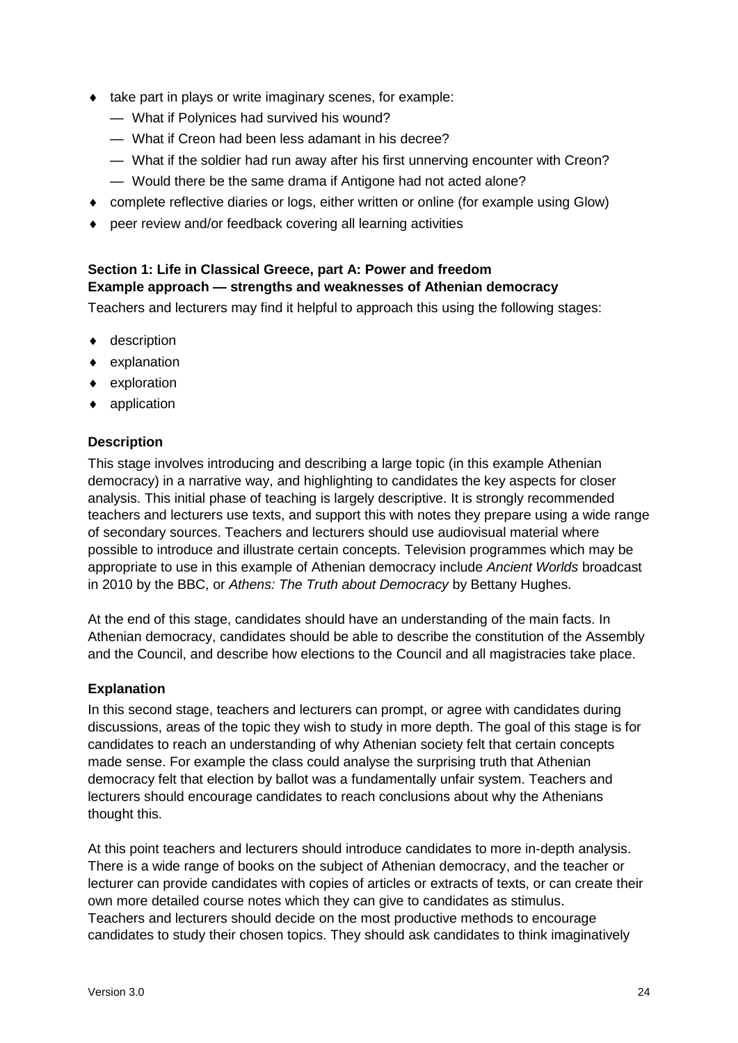- take part in plays or write imaginary scenes, for example:
  - What if Polynices had survived his wound?
  - What if Creon had been less adamant in his decree?
  - What if the soldier had run away after his first unnerving encounter with Creon?
  - Would there be the same drama if Antigone had not acted alone?
- complete reflective diaries or logs, either written or online (for example using Glow)
- peer review and/or feedback covering all learning activities

**Section 1: Life in Classical Greece, part A: Power and freedom**
**Example approach — strengths and weaknesses of Athenian democracy**

Teachers and lecturers may find it helpful to approach this using the following stages:

- description
- explanation
- exploration
- application

**Description**

This stage involves introducing and describing a large topic (in this example Athenian democracy) in a narrative way, and highlighting to candidates the key aspects for closer analysis. This initial phase of teaching is largely descriptive. It is strongly recommended teachers and lecturers use texts, and support this with notes they prepare using a wide range of secondary sources. Teachers and lecturers should use audiovisual material where possible to introduce and illustrate certain concepts. Television programmes which may be appropriate to use in this example of Athenian democracy include *Ancient Worlds* broadcast in 2010 by the BBC, or *Athens: The Truth about Democracy* by Bettany Hughes.

At the end of this stage, candidates should have an understanding of the main facts. In Athenian democracy, candidates should be able to describe the constitution of the Assembly and the Council, and describe how elections to the Council and all magistracies take place.

**Explanation**

In this second stage, teachers and lecturers can prompt, or agree with candidates during discussions, areas of the topic they wish to study in more depth. The goal of this stage is for candidates to reach an understanding of why Athenian society felt that certain concepts made sense. For example the class could analyse the surprising truth that Athenian democracy felt that election by ballot was a fundamentally unfair system. Teachers and lecturers should encourage candidates to reach conclusions about why the Athenians thought this.

At this point teachers and lecturers should introduce candidates to more in-depth analysis. There is a wide range of books on the subject of Athenian democracy, and the teacher or lecturer can provide candidates with copies of articles or extracts of texts, or can create their own more detailed course notes which they can give to candidates as stimulus. Teachers and lecturers should decide on the most productive methods to encourage candidates to study their chosen topics. They should ask candidates to think imaginatively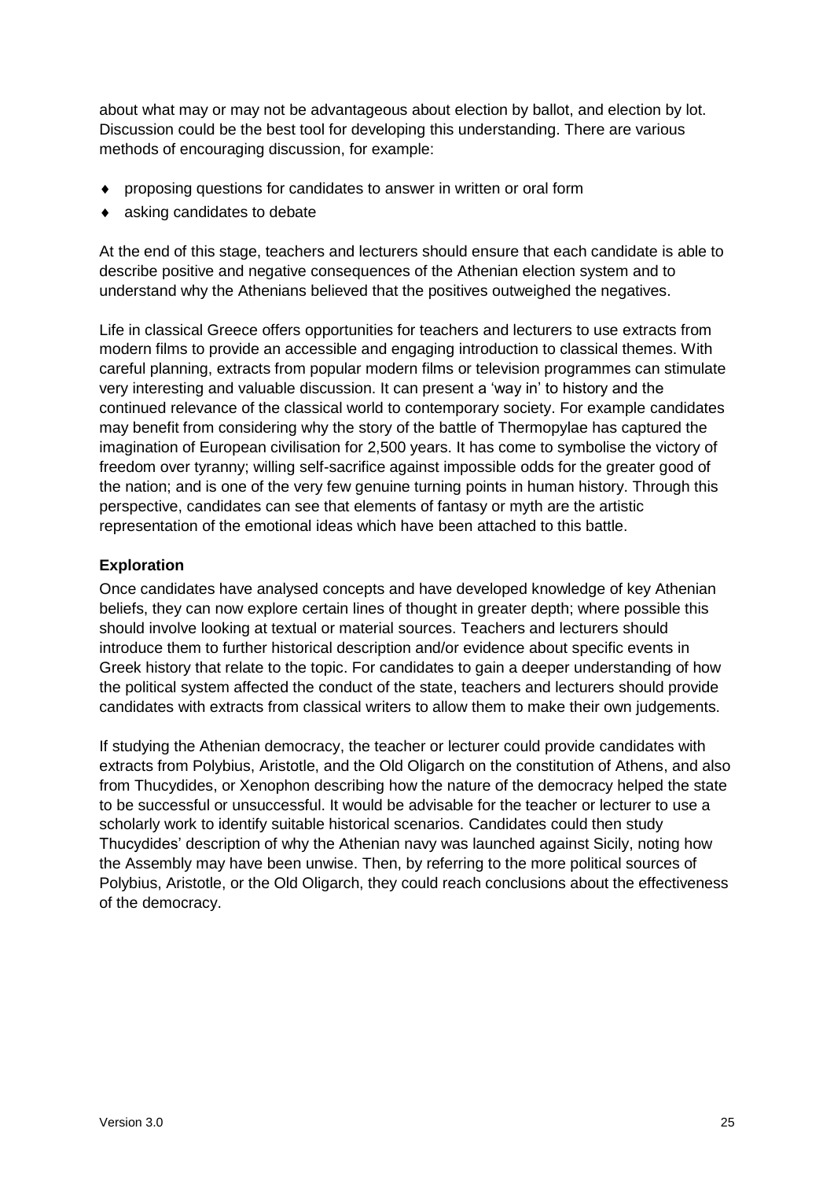about what may or may not be advantageous about election by ballot, and election by lot. Discussion could be the best tool for developing this understanding. There are various methods of encouraging discussion, for example:

- proposing questions for candidates to answer in written or oral form
- asking candidates to debate

At the end of this stage, teachers and lecturers should ensure that each candidate is able to describe positive and negative consequences of the Athenian election system and to understand why the Athenians believed that the positives outweighed the negatives.

Life in classical Greece offers opportunities for teachers and lecturers to use extracts from modern films to provide an accessible and engaging introduction to classical themes. With careful planning, extracts from popular modern films or television programmes can stimulate very interesting and valuable discussion. It can present a 'way in' to history and the continued relevance of the classical world to contemporary society. For example candidates may benefit from considering why the story of the battle of Thermopylae has captured the imagination of European civilisation for 2,500 years. It has come to symbolise the victory of freedom over tyranny; willing self-sacrifice against impossible odds for the greater good of the nation; and is one of the very few genuine turning points in human history. Through this perspective, candidates can see that elements of fantasy or myth are the artistic representation of the emotional ideas which have been attached to this battle.

**Exploration**

Once candidates have analysed concepts and have developed knowledge of key Athenian beliefs, they can now explore certain lines of thought in greater depth; where possible this should involve looking at textual or material sources. Teachers and lecturers should introduce them to further historical description and/or evidence about specific events in Greek history that relate to the topic. For candidates to gain a deeper understanding of how the political system affected the conduct of the state, teachers and lecturers should provide candidates with extracts from classical writers to allow them to make their own judgements.

If studying the Athenian democracy, the teacher or lecturer could provide candidates with extracts from Polybius, Aristotle, and the Old Oligarch on the constitution of Athens, and also from Thucydides, or Xenophon describing how the nature of the democracy helped the state to be successful or unsuccessful. It would be advisable for the teacher or lecturer to use a scholarly work to identify suitable historical scenarios. Candidates could then study Thucydides' description of why the Athenian navy was launched against Sicily, noting how the Assembly may have been unwise. Then, by referring to the more political sources of Polybius, Aristotle, or the Old Oligarch, they could reach conclusions about the effectiveness of the democracy.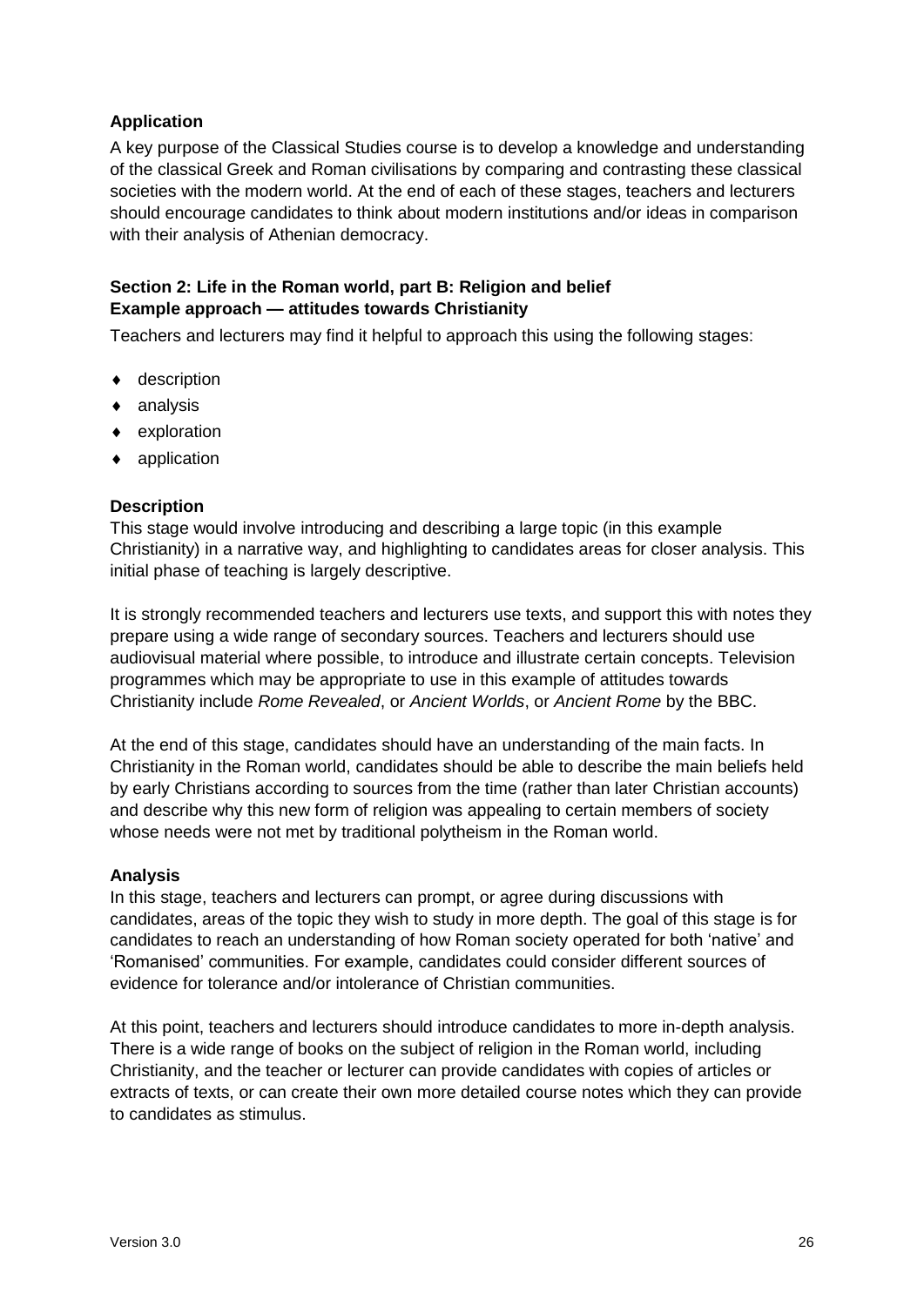### Application

A key purpose of the Classical Studies course is to develop a knowledge and understanding of the classical Greek and Roman civilisations by comparing and contrasting these classical societies with the modern world. At the end of each of these stages, teachers and lecturers should encourage candidates to think about modern institutions and/or ideas in comparison with their analysis of Athenian democracy.

### Section 2: Life in the Roman world, part B: Religion and belief
### Example approach — attitudes towards Christianity

Teachers and lecturers may find it helpful to approach this using the following stages:

- description
- analysis
- exploration
- application

### Description

This stage would involve introducing and describing a large topic (in this example Christianity) in a narrative way, and highlighting to candidates areas for closer analysis. This initial phase of teaching is largely descriptive.

It is strongly recommended teachers and lecturers use texts, and support this with notes they prepare using a wide range of secondary sources. Teachers and lecturers should use audiovisual material where possible, to introduce and illustrate certain concepts. Television programmes which may be appropriate to use in this example of attitudes towards Christianity include *Rome Revealed*, or *Ancient Worlds*, or *Ancient Rome* by the BBC.

At the end of this stage, candidates should have an understanding of the main facts. In Christianity in the Roman world, candidates should be able to describe the main beliefs held by early Christians according to sources from the time (rather than later Christian accounts) and describe why this new form of religion was appealing to certain members of society whose needs were not met by traditional polytheism in the Roman world.

### Analysis

In this stage, teachers and lecturers can prompt, or agree during discussions with candidates, areas of the topic they wish to study in more depth. The goal of this stage is for candidates to reach an understanding of how Roman society operated for both 'native' and 'Romanised' communities. For example, candidates could consider different sources of evidence for tolerance and/or intolerance of Christian communities.

At this point, teachers and lecturers should introduce candidates to more in-depth analysis. There is a wide range of books on the subject of religion in the Roman world, including Christianity, and the teacher or lecturer can provide candidates with copies of articles or extracts of texts, or can create their own more detailed course notes which they can provide to candidates as stimulus.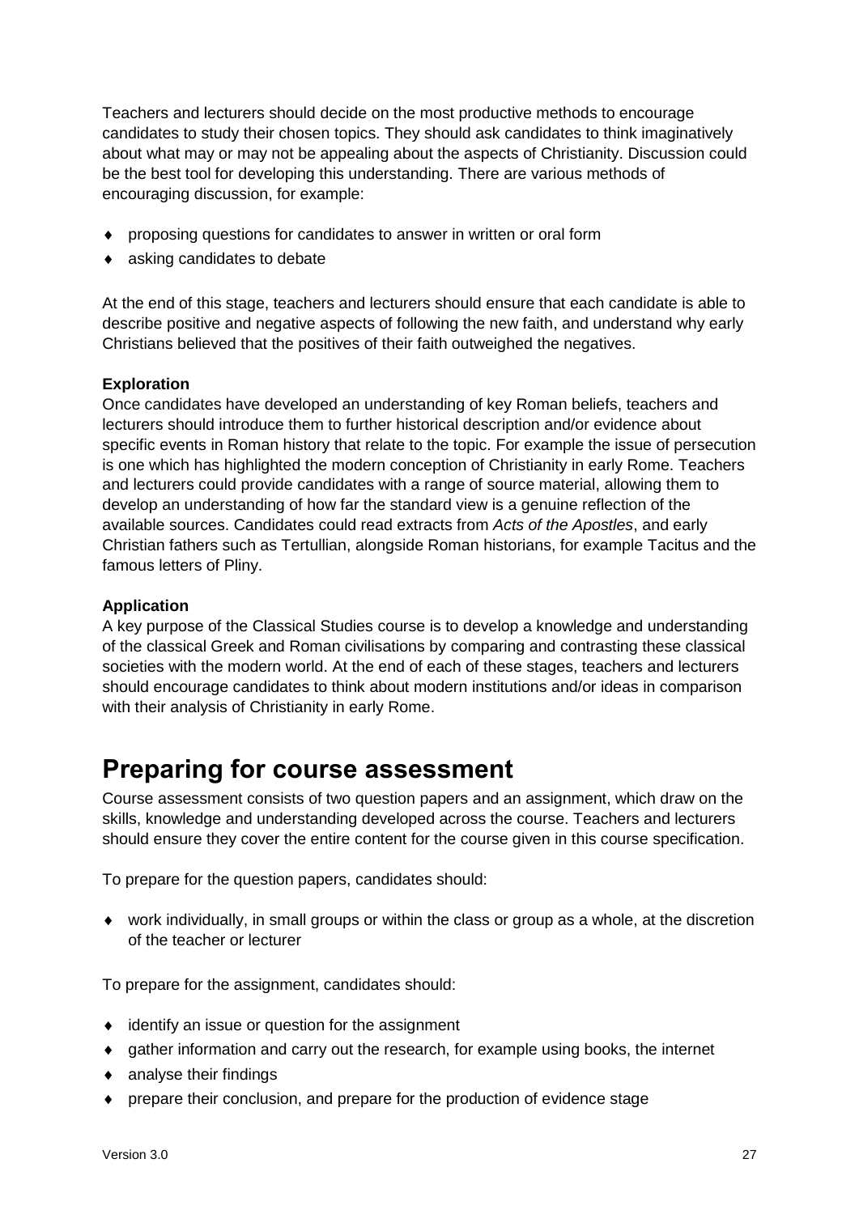Teachers and lecturers should decide on the most productive methods to encourage candidates to study their chosen topics. They should ask candidates to think imaginatively about what may or may not be appealing about the aspects of Christianity. Discussion could be the best tool for developing this understanding. There are various methods of encouraging discussion, for example:

- proposing questions for candidates to answer in written or oral form
- asking candidates to debate

At the end of this stage, teachers and lecturers should ensure that each candidate is able to describe positive and negative aspects of following the new faith, and understand why early Christians believed that the positives of their faith outweighed the negatives.

**Exploration**
Once candidates have developed an understanding of key Roman beliefs, teachers and lecturers should introduce them to further historical description and/or evidence about specific events in Roman history that relate to the topic. For example the issue of persecution is one which has highlighted the modern conception of Christianity in early Rome. Teachers and lecturers could provide candidates with a range of source material, allowing them to develop an understanding of how far the standard view is a genuine reflection of the available sources. Candidates could read extracts from *Acts of the Apostles*, and early Christian fathers such as Tertullian, alongside Roman historians, for example Tacitus and the famous letters of Pliny.

**Application**
A key purpose of the Classical Studies course is to develop a knowledge and understanding of the classical Greek and Roman civilisations by comparing and contrasting these classical societies with the modern world. At the end of each of these stages, teachers and lecturers should encourage candidates to think about modern institutions and/or ideas in comparison with their analysis of Christianity in early Rome.

# Preparing for course assessment

Course assessment consists of two question papers and an assignment, which draw on the skills, knowledge and understanding developed across the course. Teachers and lecturers should ensure they cover the entire content for the course given in this course specification.

To prepare for the question papers, candidates should:

- work individually, in small groups or within the class or group as a whole, at the discretion of the teacher or lecturer

To prepare for the assignment, candidates should:

- identify an issue or question for the assignment
- gather information and carry out the research, for example using books, the internet
- analyse their findings
- prepare their conclusion, and prepare for the production of evidence stage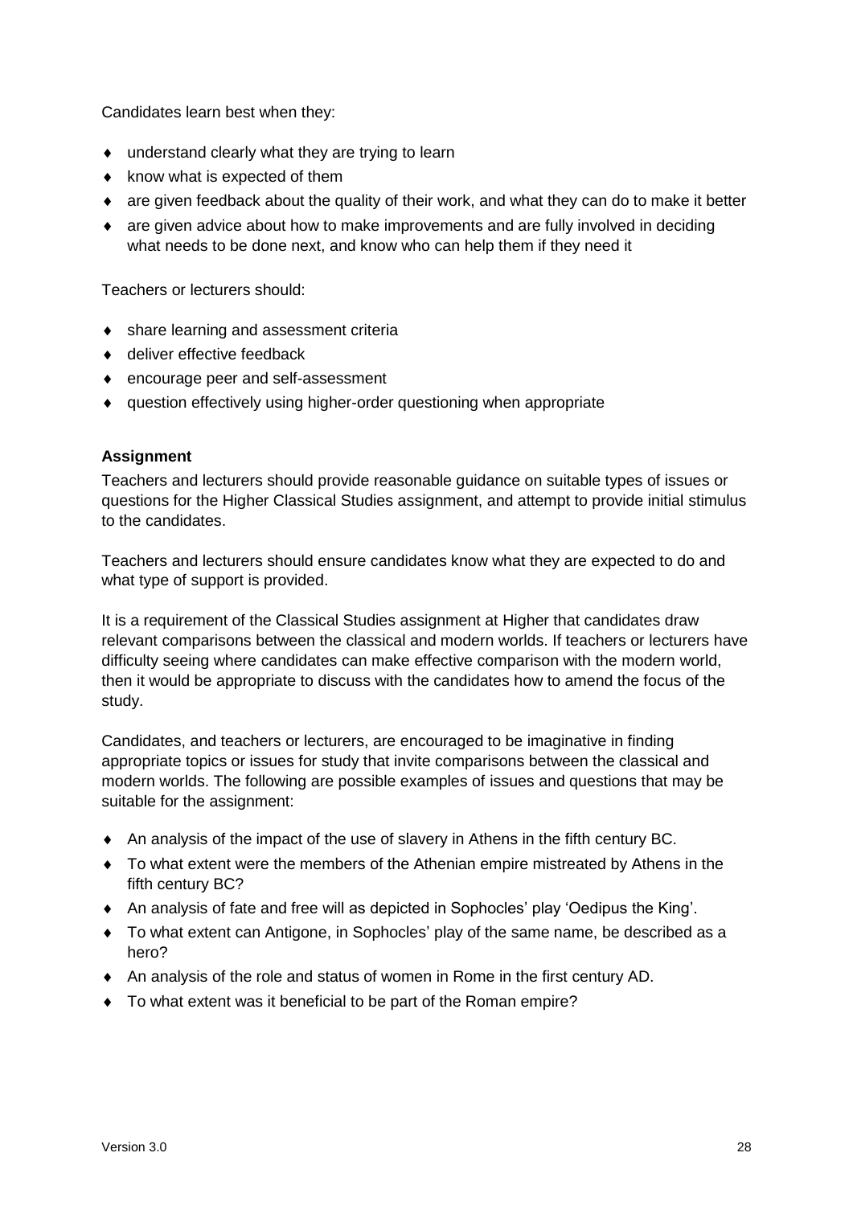Candidates learn best when they:

- understand clearly what they are trying to learn
- know what is expected of them
- are given feedback about the quality of their work, and what they can do to make it better
- are given advice about how to make improvements and are fully involved in deciding what needs to be done next, and know who can help them if they need it

Teachers or lecturers should:

- share learning and assessment criteria
- deliver effective feedback
- encourage peer and self-assessment
- question effectively using higher-order questioning when appropriate

**Assignment**

Teachers and lecturers should provide reasonable guidance on suitable types of issues or questions for the Higher Classical Studies assignment, and attempt to provide initial stimulus to the candidates.

Teachers and lecturers should ensure candidates know what they are expected to do and what type of support is provided.

It is a requirement of the Classical Studies assignment at Higher that candidates draw relevant comparisons between the classical and modern worlds. If teachers or lecturers have difficulty seeing where candidates can make effective comparison with the modern world, then it would be appropriate to discuss with the candidates how to amend the focus of the study.

Candidates, and teachers or lecturers, are encouraged to be imaginative in finding appropriate topics or issues for study that invite comparisons between the classical and modern worlds. The following are possible examples of issues and questions that may be suitable for the assignment:

- An analysis of the impact of the use of slavery in Athens in the fifth century BC.
- To what extent were the members of the Athenian empire mistreated by Athens in the fifth century BC?
- An analysis of fate and free will as depicted in Sophocles' play 'Oedipus the King'.
- To what extent can Antigone, in Sophocles' play of the same name, be described as a hero?
- An analysis of the role and status of women in Rome in the first century AD.
- To what extent was it beneficial to be part of the Roman empire?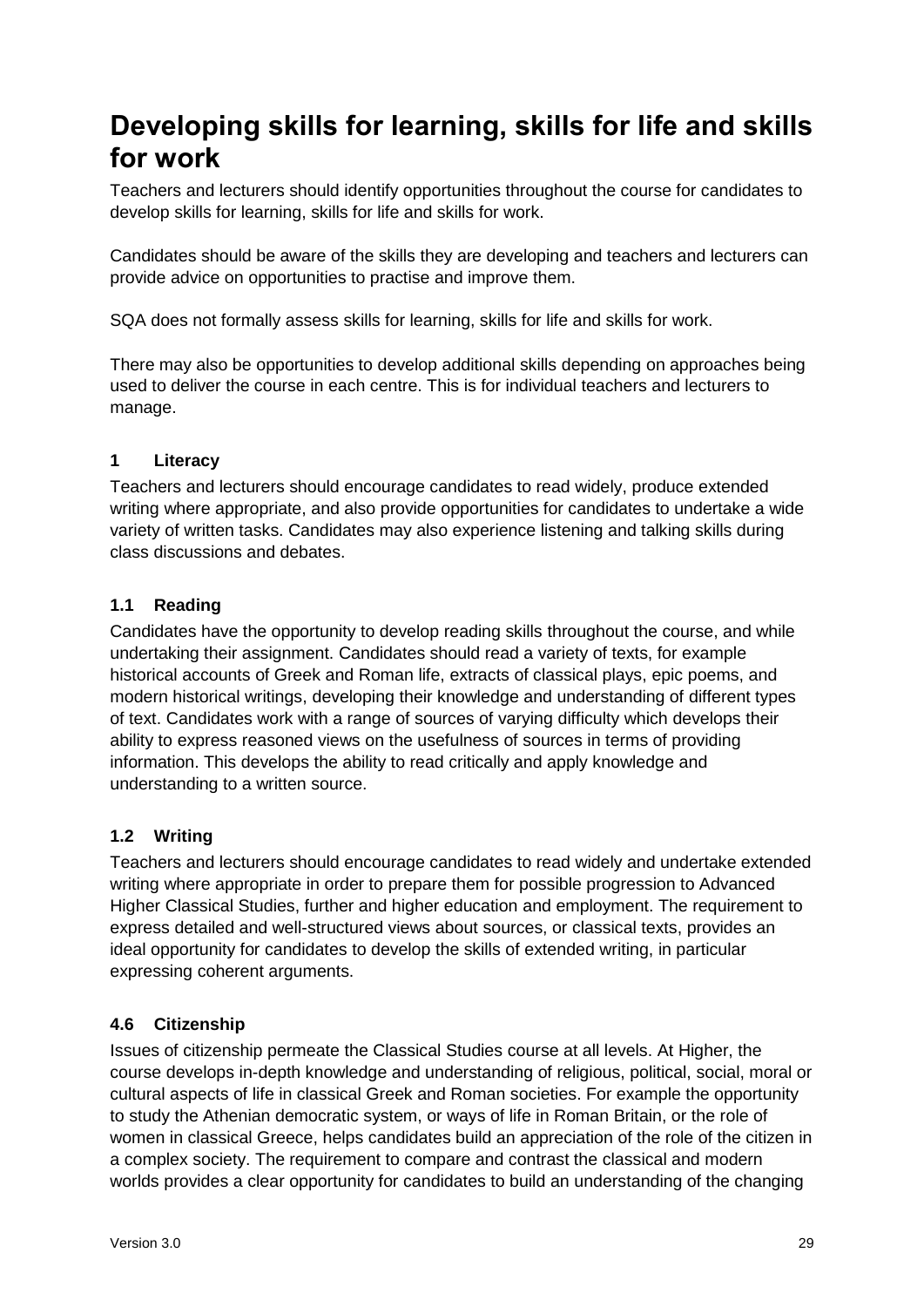# Developing skills for learning, skills for life and skills for work

Teachers and lecturers should identify opportunities throughout the course for candidates to develop skills for learning, skills for life and skills for work.

Candidates should be aware of the skills they are developing and teachers and lecturers can provide advice on opportunities to practise and improve them.

SQA does not formally assess skills for learning, skills for life and skills for work.

There may also be opportunities to develop additional skills depending on approaches being used to deliver the course in each centre. This is for individual teachers and lecturers to manage.

### 1 Literacy

Teachers and lecturers should encourage candidates to read widely, produce extended writing where appropriate, and also provide opportunities for candidates to undertake a wide variety of written tasks. Candidates may also experience listening and talking skills during class discussions and debates.

### 1.1 Reading

Candidates have the opportunity to develop reading skills throughout the course, and while undertaking their assignment. Candidates should read a variety of texts, for example historical accounts of Greek and Roman life, extracts of classical plays, epic poems, and modern historical writings, developing their knowledge and understanding of different types of text. Candidates work with a range of sources of varying difficulty which develops their ability to express reasoned views on the usefulness of sources in terms of providing information. This develops the ability to read critically and apply knowledge and understanding to a written source.

### 1.2 Writing

Teachers and lecturers should encourage candidates to read widely and undertake extended writing where appropriate in order to prepare them for possible progression to Advanced Higher Classical Studies, further and higher education and employment. The requirement to express detailed and well-structured views about sources, or classical texts, provides an ideal opportunity for candidates to develop the skills of extended writing, in particular expressing coherent arguments.

### 4.6 Citizenship

Issues of citizenship permeate the Classical Studies course at all levels. At Higher, the course develops in-depth knowledge and understanding of religious, political, social, moral or cultural aspects of life in classical Greek and Roman societies. For example the opportunity to study the Athenian democratic system, or ways of life in Roman Britain, or the role of women in classical Greece, helps candidates build an appreciation of the role of the citizen in a complex society. The requirement to compare and contrast the classical and modern worlds provides a clear opportunity for candidates to build an understanding of the changing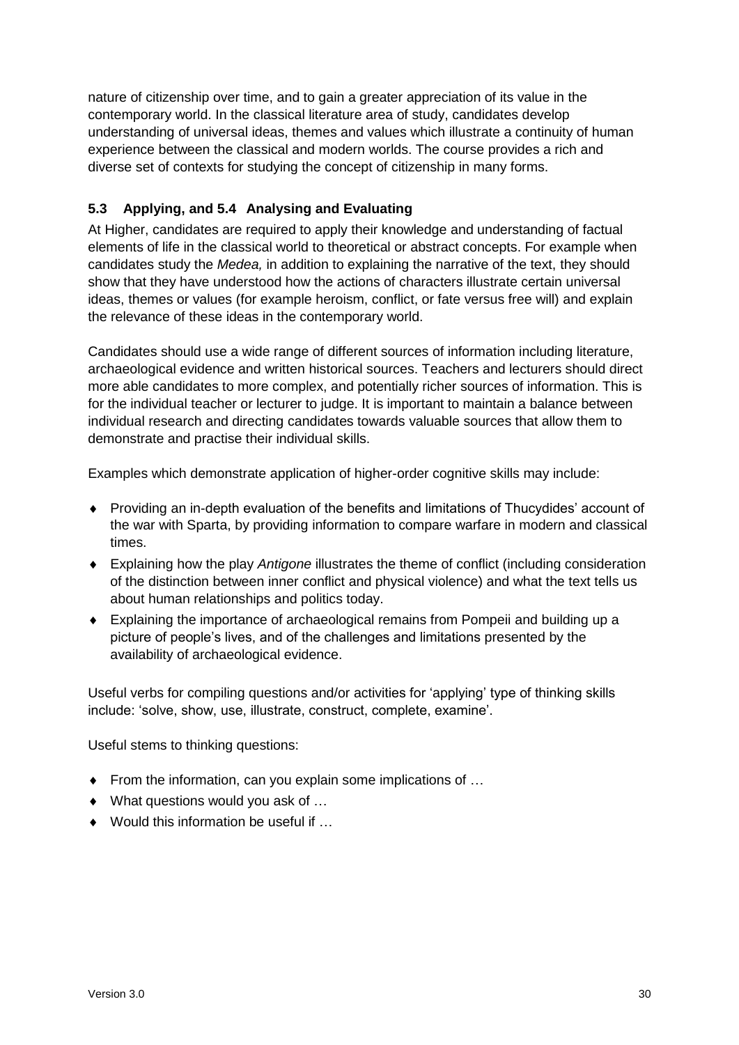nature of citizenship over time, and to gain a greater appreciation of its value in the contemporary world. In the classical literature area of study, candidates develop understanding of universal ideas, themes and values which illustrate a continuity of human experience between the classical and modern worlds. The course provides a rich and diverse set of contexts for studying the concept of citizenship in many forms.

### 5.3 Applying, and 5.4 Analysing and Evaluating

At Higher, candidates are required to apply their knowledge and understanding of factual elements of life in the classical world to theoretical or abstract concepts. For example when candidates study the *Medea,* in addition to explaining the narrative of the text, they should show that they have understood how the actions of characters illustrate certain universal ideas, themes or values (for example heroism, conflict, or fate versus free will) and explain the relevance of these ideas in the contemporary world.

Candidates should use a wide range of different sources of information including literature, archaeological evidence and written historical sources. Teachers and lecturers should direct more able candidates to more complex, and potentially richer sources of information. This is for the individual teacher or lecturer to judge. It is important to maintain a balance between individual research and directing candidates towards valuable sources that allow them to demonstrate and practise their individual skills.

Examples which demonstrate application of higher-order cognitive skills may include:

- Providing an in-depth evaluation of the benefits and limitations of Thucydides' account of the war with Sparta, by providing information to compare warfare in modern and classical times.
- Explaining how the play *Antigone* illustrates the theme of conflict (including consideration of the distinction between inner conflict and physical violence) and what the text tells us about human relationships and politics today.
- Explaining the importance of archaeological remains from Pompeii and building up a picture of people's lives, and of the challenges and limitations presented by the availability of archaeological evidence.

Useful verbs for compiling questions and/or activities for 'applying' type of thinking skills include: 'solve, show, use, illustrate, construct, complete, examine'.

Useful stems to thinking questions:

- From the information, can you explain some implications of …
- What questions would you ask of …
- Would this information be useful if …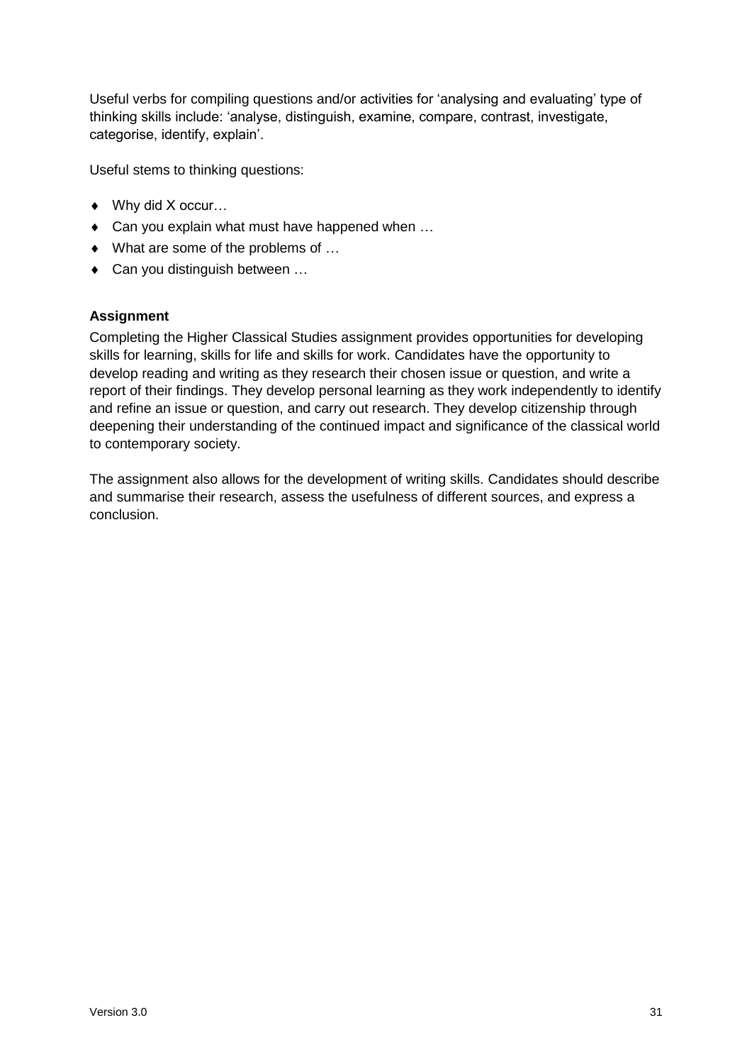Useful verbs for compiling questions and/or activities for 'analysing and evaluating' type of thinking skills include: 'analyse, distinguish, examine, compare, contrast, investigate, categorise, identify, explain'.

Useful stems to thinking questions:

- Why did X occur…
- Can you explain what must have happened when …
- What are some of the problems of …
- Can you distinguish between …

**Assignment**

Completing the Higher Classical Studies assignment provides opportunities for developing skills for learning, skills for life and skills for work. Candidates have the opportunity to develop reading and writing as they research their chosen issue or question, and write a report of their findings. They develop personal learning as they work independently to identify and refine an issue or question, and carry out research. They develop citizenship through deepening their understanding of the continued impact and significance of the classical world to contemporary society.

The assignment also allows for the development of writing skills. Candidates should describe and summarise their research, assess the usefulness of different sources, and express a conclusion.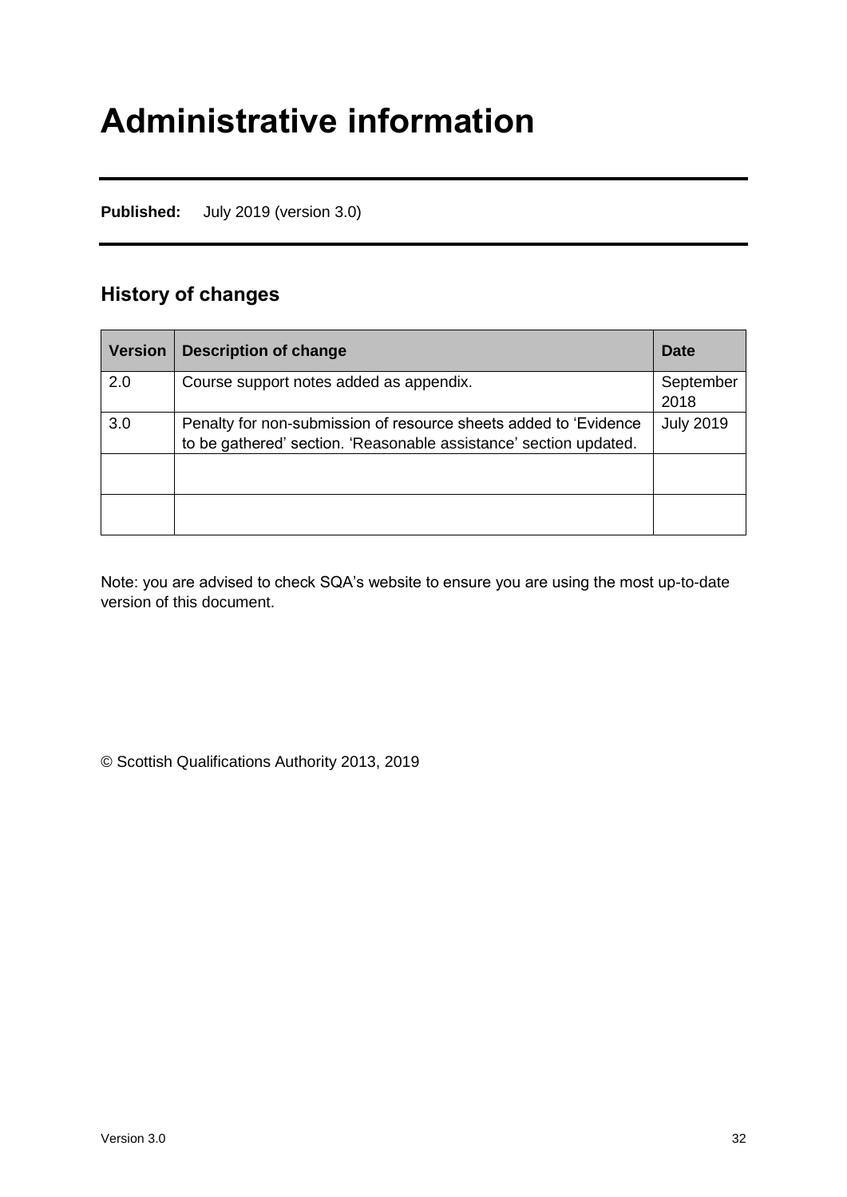# Administrative information

**Published:** July 2019 (version 3.0)

## History of changes

| Version | Description of change | Date |
|---|---|---|
| 2.0 | Course support notes added as appendix. | September 2018 |
| 3.0 | Penalty for non-submission of resource sheets added to 'Evidence to be gathered' section. 'Reasonable assistance' section updated. | July 2019 |
| | | |
| | | |

Note: you are advised to check SQA's website to ensure you are using the most up-to-date version of this document.

© Scottish Qualifications Authority 2013, 2019